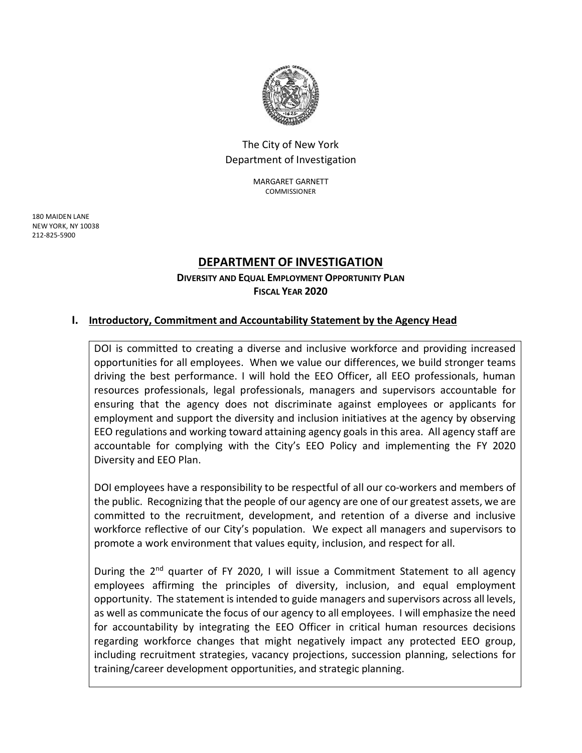The City of New York
Department of Investigation

MARGARET GARNETT
COMMISSIONER

180 MAIDEN LANE
NEW YORK, NY 10038
212-825-5900

# DEPARTMENT OF INVESTIGATION

## DIVERSITY AND EQUAL EMPLOYMENT OPPORTUNITY PLAN
## FISCAL YEAR 2020

### I. Introductory, Commitment and Accountability Statement by the Agency Head

DOI is committed to creating a diverse and inclusive workforce and providing increased opportunities for all employees. When we value our differences, we build stronger teams driving the best performance. I will hold the EEO Officer, all EEO professionals, human resources professionals, legal professionals, managers and supervisors accountable for ensuring that the agency does not discriminate against employees or applicants for employment and support the diversity and inclusion initiatives at the agency by observing EEO regulations and working toward attaining agency goals in this area. All agency staff are accountable for complying with the City's EEO Policy and implementing the FY 2020 Diversity and EEO Plan.

DOI employees have a responsibility to be respectful of all our co-workers and members of the public. Recognizing that the people of our agency are one of our greatest assets, we are committed to the recruitment, development, and retention of a diverse and inclusive workforce reflective of our City's population. We expect all managers and supervisors to promote a work environment that values equity, inclusion, and respect for all.

During the 2nd quarter of FY 2020, I will issue a Commitment Statement to all agency employees affirming the principles of diversity, inclusion, and equal employment opportunity. The statement is intended to guide managers and supervisors across all levels, as well as communicate the focus of our agency to all employees. I will emphasize the need for accountability by integrating the EEO Officer in critical human resources decisions regarding workforce changes that might negatively impact any protected EEO group, including recruitment strategies, vacancy projections, succession planning, selections for training/career development opportunities, and strategic planning.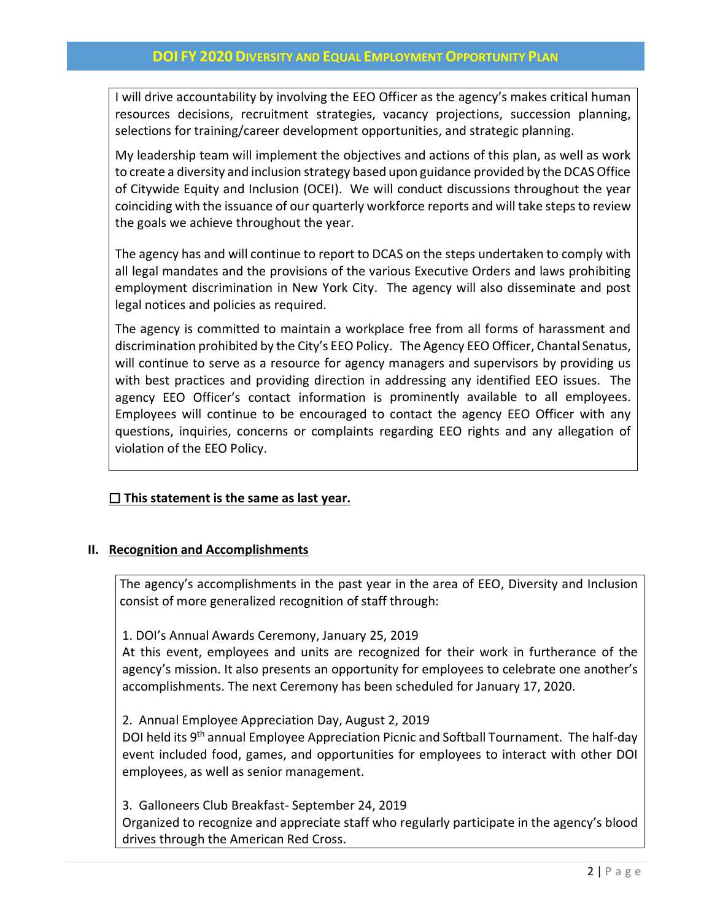I will drive accountability by involving the EEO Officer as the agency's makes critical human resources decisions, recruitment strategies, vacancy projections, succession planning, selections for training/career development opportunities, and strategic planning.

My leadership team will implement the objectives and actions of this plan, as well as work to create a diversity and inclusion strategy based upon guidance provided by the DCAS Office of Citywide Equity and Inclusion (OCEI). We will conduct discussions throughout the year coinciding with the issuance of our quarterly workforce reports and will take steps to review the goals we achieve throughout the year.

The agency has and will continue to report to DCAS on the steps undertaken to comply with all legal mandates and the provisions of the various Executive Orders and laws prohibiting employment discrimination in New York City. The agency will also disseminate and post legal notices and policies as required.

The agency is committed to maintain a workplace free from all forms of harassment and discrimination prohibited by the City's EEO Policy. The Agency EEO Officer, Chantal Senatus, will continue to serve as a resource for agency managers and supervisors by providing us with best practices and providing direction in addressing any identified EEO issues. The agency EEO Officer's contact information is prominently available to all employees. Employees will continue to be encouraged to contact the agency EEO Officer with any questions, inquiries, concerns or complaints regarding EEO rights and any allegation of violation of the EEO Policy.

☐ **This statement is the same as last year.**

## II. Recognition and Accomplishments

The agency's accomplishments in the past year in the area of EEO, Diversity and Inclusion consist of more generalized recognition of staff through:

1. DOI's Annual Awards Ceremony, January 25, 2019
At this event, employees and units are recognized for their work in furtherance of the agency's mission. It also presents an opportunity for employees to celebrate one another's accomplishments. The next Ceremony has been scheduled for January 17, 2020.

2. Annual Employee Appreciation Day, August 2, 2019
DOI held its 9th annual Employee Appreciation Picnic and Softball Tournament. The half-day event included food, games, and opportunities for employees to interact with other DOI employees, as well as senior management.

3. Galloneers Club Breakfast- September 24, 2019
Organized to recognize and appreciate staff who regularly participate in the agency's blood drives through the American Red Cross.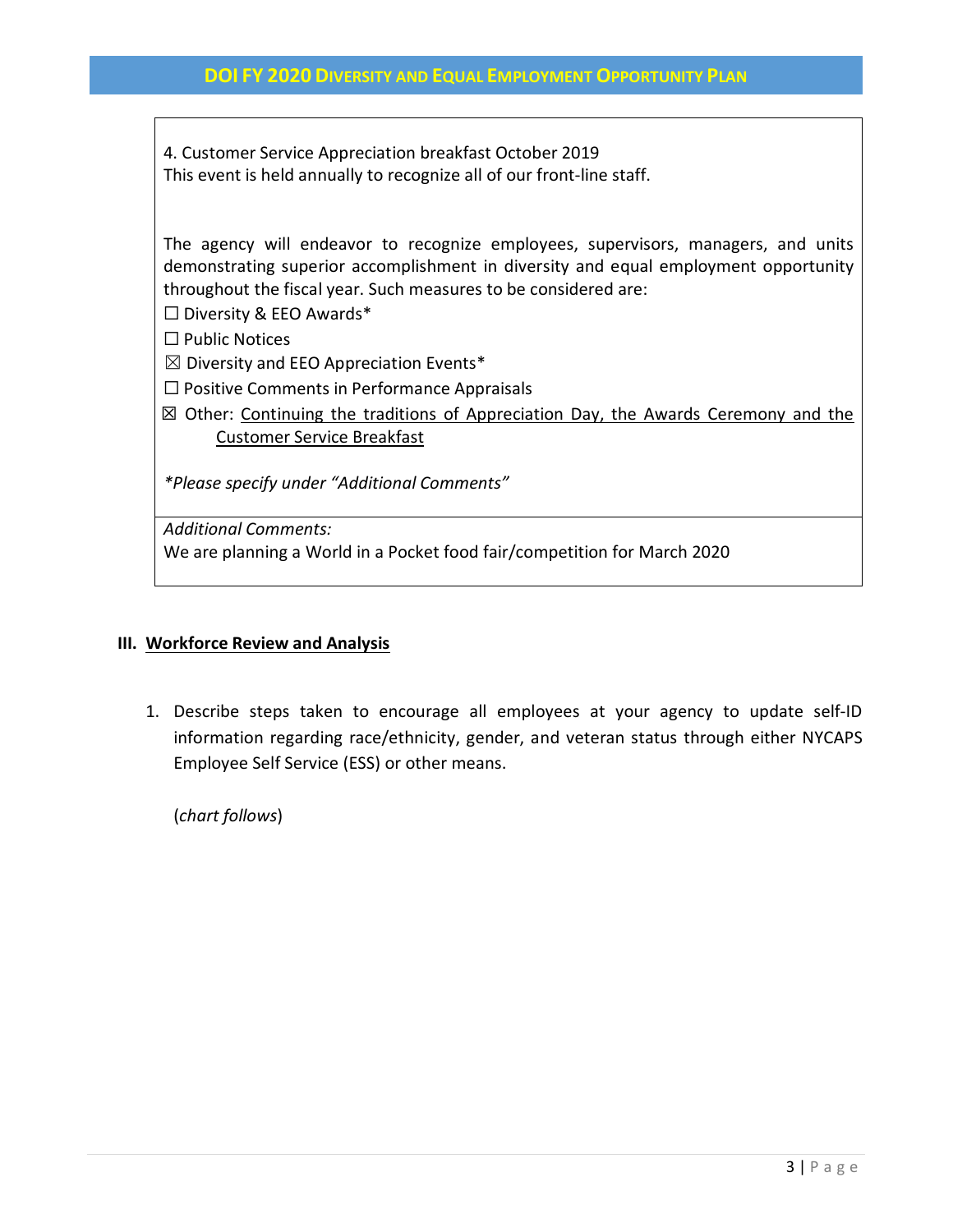4. Customer Service Appreciation breakfast October 2019
This event is held annually to recognize all of our front-line staff.

The agency will endeavor to recognize employees, supervisors, managers, and units demonstrating superior accomplishment in diversity and equal employment opportunity throughout the fiscal year. Such measures to be considered are:

☐ Diversity & EEO Awards*

☐ Public Notices

☒ Diversity and EEO Appreciation Events*

☐ Positive Comments in Performance Appraisals

☒ Other: <u>Continuing the traditions of Appreciation Day, the Awards Ceremony and the Customer Service Breakfast</u>

*\*Please specify under "Additional Comments"*

*Additional Comments:*
We are planning a World in a Pocket food fair/competition for March 2020

## III. Workforce Review and Analysis

1. Describe steps taken to encourage all employees at your agency to update self-ID information regarding race/ethnicity, gender, and veteran status through either NYCAPS Employee Self Service (ESS) or other means.

   (*chart follows*)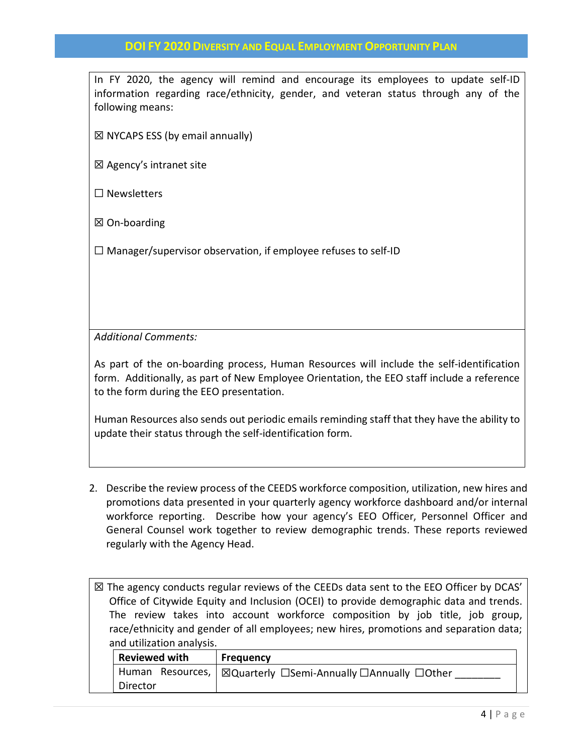In FY 2020, the agency will remind and encourage its employees to update self-ID information regarding race/ethnicity, gender, and veteran status through any of the following means:

☒ NYCAPS ESS (by email annually)

☒ Agency's intranet site

☐ Newsletters

☒ On-boarding

☐ Manager/supervisor observation, if employee refuses to self-ID

*Additional Comments:*

As part of the on-boarding process, Human Resources will include the self-identification form. Additionally, as part of New Employee Orientation, the EEO staff include a reference to the form during the EEO presentation.

Human Resources also sends out periodic emails reminding staff that they have the ability to update their status through the self-identification form.

2. Describe the review process of the CEEDS workforce composition, utilization, new hires and promotions data presented in your quarterly agency workforce dashboard and/or internal workforce reporting. Describe how your agency's EEO Officer, Personnel Officer and General Counsel work together to review demographic trends. These reports reviewed regularly with the Agency Head.

☒ The agency conducts regular reviews of the CEEDs data sent to the EEO Officer by DCAS' Office of Citywide Equity and Inclusion (OCEI) to provide demographic data and trends. The review takes into account workforce composition by job title, job group, race/ethnicity and gender of all employees; new hires, promotions and separation data; and utilization analysis.

| **Reviewed with** | **Frequency** |
| --- | --- |
| Human Resources, Director | ☒Quarterly ☐Semi-Annually ☐Annually ☐Other ________ |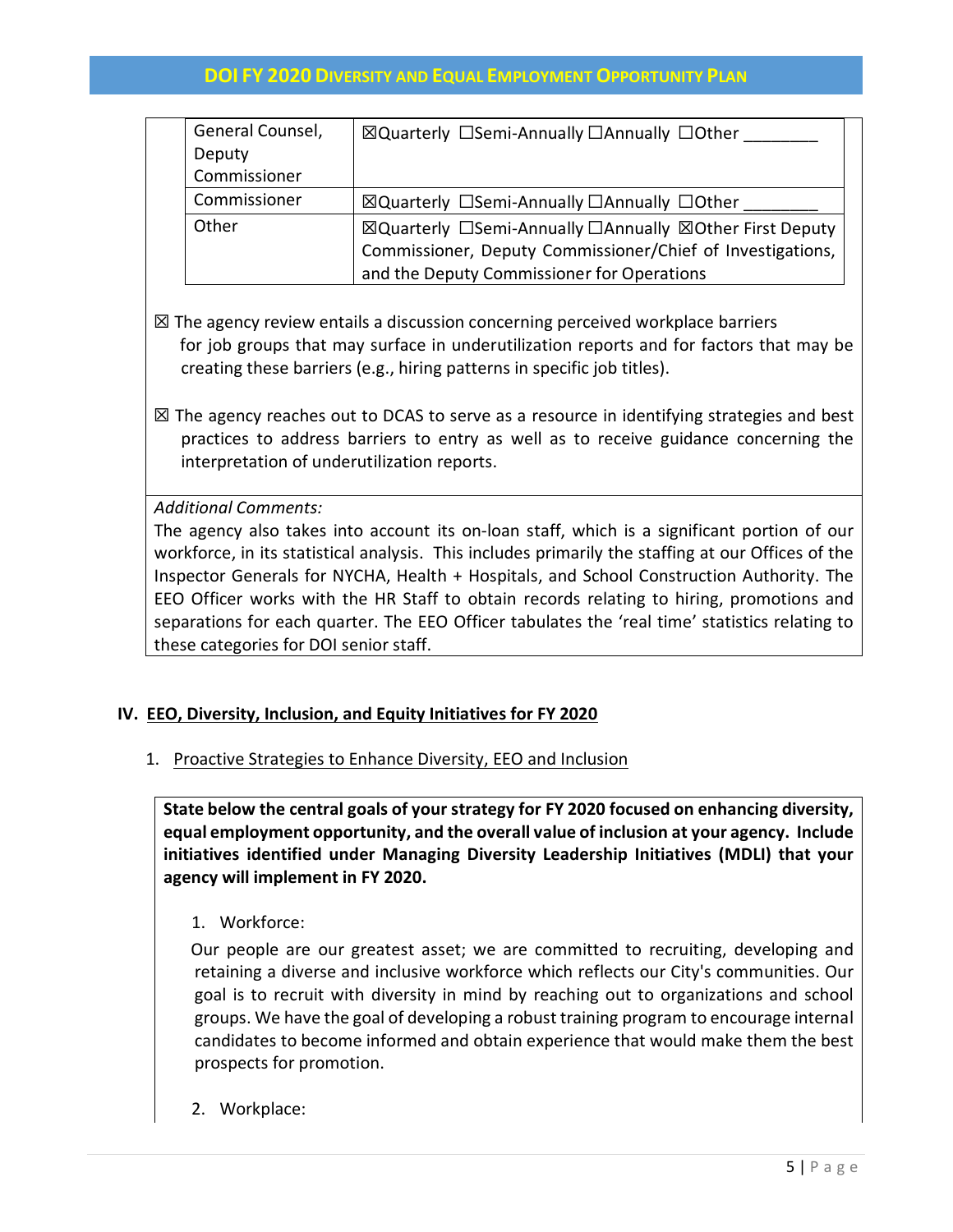| | |
|---|---|
| General Counsel, Deputy Commissioner | ☒Quarterly ☐Semi-Annually ☐Annually ☐Other ________ |
| Commissioner | ☒Quarterly ☐Semi-Annually ☐Annually ☐Other ________ |
| Other | ☒Quarterly ☐Semi-Annually ☐Annually ☒Other First Deputy Commissioner, Deputy Commissioner/Chief of Investigations, and the Deputy Commissioner for Operations |

☒ The agency review entails a discussion concerning perceived workplace barriers for job groups that may surface in underutilization reports and for factors that may be creating these barriers (e.g., hiring patterns in specific job titles).

☒ The agency reaches out to DCAS to serve as a resource in identifying strategies and best practices to address barriers to entry as well as to receive guidance concerning the interpretation of underutilization reports.

*Additional Comments:*
The agency also takes into account its on-loan staff, which is a significant portion of our workforce, in its statistical analysis. This includes primarily the staffing at our Offices of the Inspector Generals for NYCHA, Health + Hospitals, and School Construction Authority. The EEO Officer works with the HR Staff to obtain records relating to hiring, promotions and separations for each quarter. The EEO Officer tabulates the 'real time' statistics relating to these categories for DOI senior staff.

## IV. EEO, Diversity, Inclusion, and Equity Initiatives for FY 2020

1. Proactive Strategies to Enhance Diversity, EEO and Inclusion

**State below the central goals of your strategy for FY 2020 focused on enhancing diversity, equal employment opportunity, and the overall value of inclusion at your agency. Include initiatives identified under Managing Diversity Leadership Initiatives (MDLI) that your agency will implement in FY 2020.**

1. Workforce:

Our people are our greatest asset; we are committed to recruiting, developing and retaining a diverse and inclusive workforce which reflects our City's communities. Our goal is to recruit with diversity in mind by reaching out to organizations and school groups. We have the goal of developing a robust training program to encourage internal candidates to become informed and obtain experience that would make them the best prospects for promotion.

2. Workplace: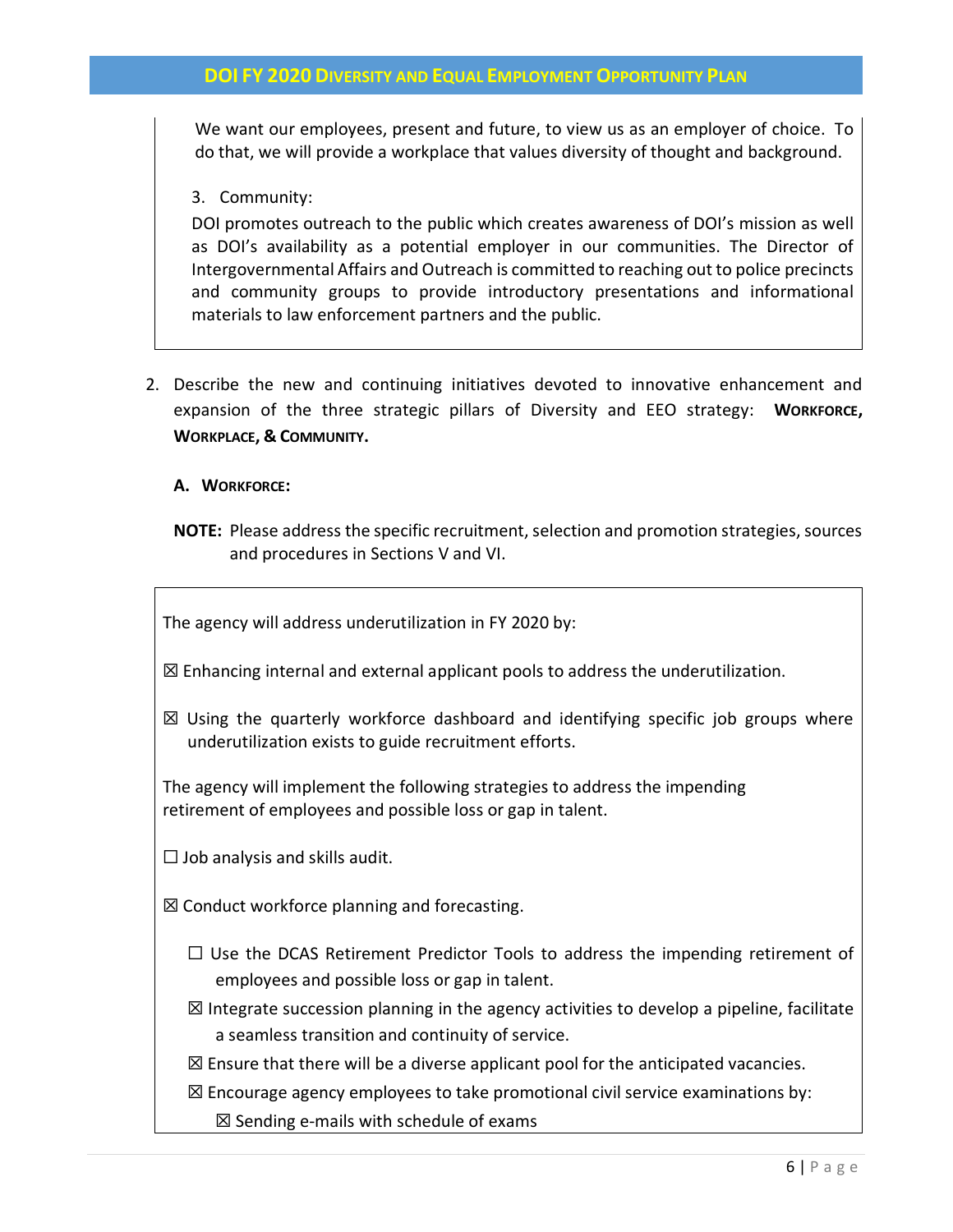We want our employees, present and future, to view us as an employer of choice. To do that, we will provide a workplace that values diversity of thought and background.

3. Community:

DOI promotes outreach to the public which creates awareness of DOI's mission as well as DOI's availability as a potential employer in our communities. The Director of Intergovernmental Affairs and Outreach is committed to reaching out to police precincts and community groups to provide introductory presentations and informational materials to law enforcement partners and the public.

2. Describe the new and continuing initiatives devoted to innovative enhancement and expansion of the three strategic pillars of Diversity and EEO strategy: **WORKFORCE, WORKPLACE, & COMMUNITY.**

**A. WORKFORCE:**

**NOTE:** Please address the specific recruitment, selection and promotion strategies, sources and procedures in Sections V and VI.

The agency will address underutilization in FY 2020 by:

☒ Enhancing internal and external applicant pools to address the underutilization.

☒ Using the quarterly workforce dashboard and identifying specific job groups where underutilization exists to guide recruitment efforts.

The agency will implement the following strategies to address the impending retirement of employees and possible loss or gap in talent.

☐ Job analysis and skills audit.

☒ Conduct workforce planning and forecasting.

- ☐ Use the DCAS Retirement Predictor Tools to address the impending retirement of employees and possible loss or gap in talent.
- ☒ Integrate succession planning in the agency activities to develop a pipeline, facilitate a seamless transition and continuity of service.
- ☒ Ensure that there will be a diverse applicant pool for the anticipated vacancies.
- ☒ Encourage agency employees to take promotional civil service examinations by:
  - ☒ Sending e-mails with schedule of exams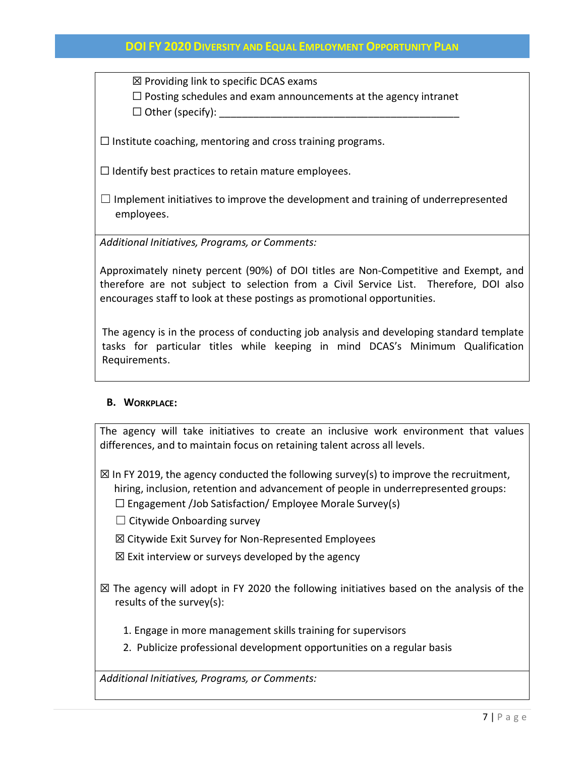☒ Providing link to specific DCAS exams

☐ Posting schedules and exam announcements at the agency intranet

☐ Other (specify): ___________________________________________

☐ Institute coaching, mentoring and cross training programs.

☐ Identify best practices to retain mature employees.

☐ Implement initiatives to improve the development and training of underrepresented employees.

*Additional Initiatives, Programs, or Comments:*

Approximately ninety percent (90%) of DOI titles are Non-Competitive and Exempt, and therefore are not subject to selection from a Civil Service List. Therefore, DOI also encourages staff to look at these postings as promotional opportunities.

The agency is in the process of conducting job analysis and developing standard template tasks for particular titles while keeping in mind DCAS's Minimum Qualification Requirements.

**B. WORKPLACE:**

The agency will take initiatives to create an inclusive work environment that values differences, and to maintain focus on retaining talent across all levels.

☒ In FY 2019, the agency conducted the following survey(s) to improve the recruitment, hiring, inclusion, retention and advancement of people in underrepresented groups:

☐ Engagement /Job Satisfaction/ Employee Morale Survey(s)

☐ Citywide Onboarding survey

☒ Citywide Exit Survey for Non-Represented Employees

☒ Exit interview or surveys developed by the agency

☒ The agency will adopt in FY 2020 the following initiatives based on the analysis of the results of the survey(s):

1. Engage in more management skills training for supervisors
2. Publicize professional development opportunities on a regular basis

*Additional Initiatives, Programs, or Comments:*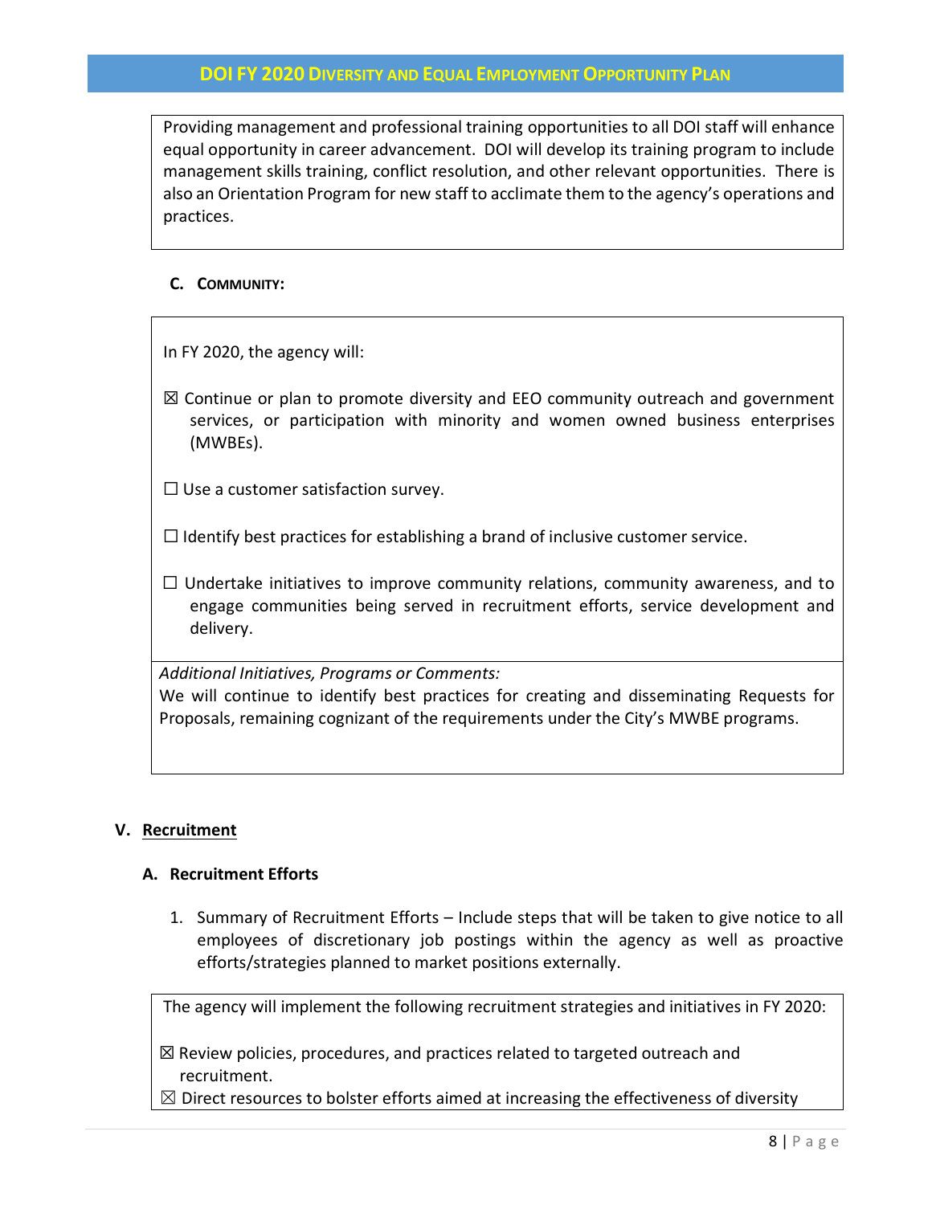Providing management and professional training opportunities to all DOI staff will enhance equal opportunity in career advancement. DOI will develop its training program to include management skills training, conflict resolution, and other relevant opportunities. There is also an Orientation Program for new staff to acclimate them to the agency's operations and practices.

### C. Community:

In FY 2020, the agency will:

☒ Continue or plan to promote diversity and EEO community outreach and government services, or participation with minority and women owned business enterprises (MWBEs).

☐ Use a customer satisfaction survey.

☐ Identify best practices for establishing a brand of inclusive customer service.

☐ Undertake initiatives to improve community relations, community awareness, and to engage communities being served in recruitment efforts, service development and delivery.

*Additional Initiatives, Programs or Comments:*
We will continue to identify best practices for creating and disseminating Requests for Proposals, remaining cognizant of the requirements under the City's MWBE programs.

## V. Recruitment

### A. Recruitment Efforts

1. Summary of Recruitment Efforts – Include steps that will be taken to give notice to all employees of discretionary job postings within the agency as well as proactive efforts/strategies planned to market positions externally.

The agency will implement the following recruitment strategies and initiatives in FY 2020:

☒ Review policies, procedures, and practices related to targeted outreach and recruitment.
☒ Direct resources to bolster efforts aimed at increasing the effectiveness of diversity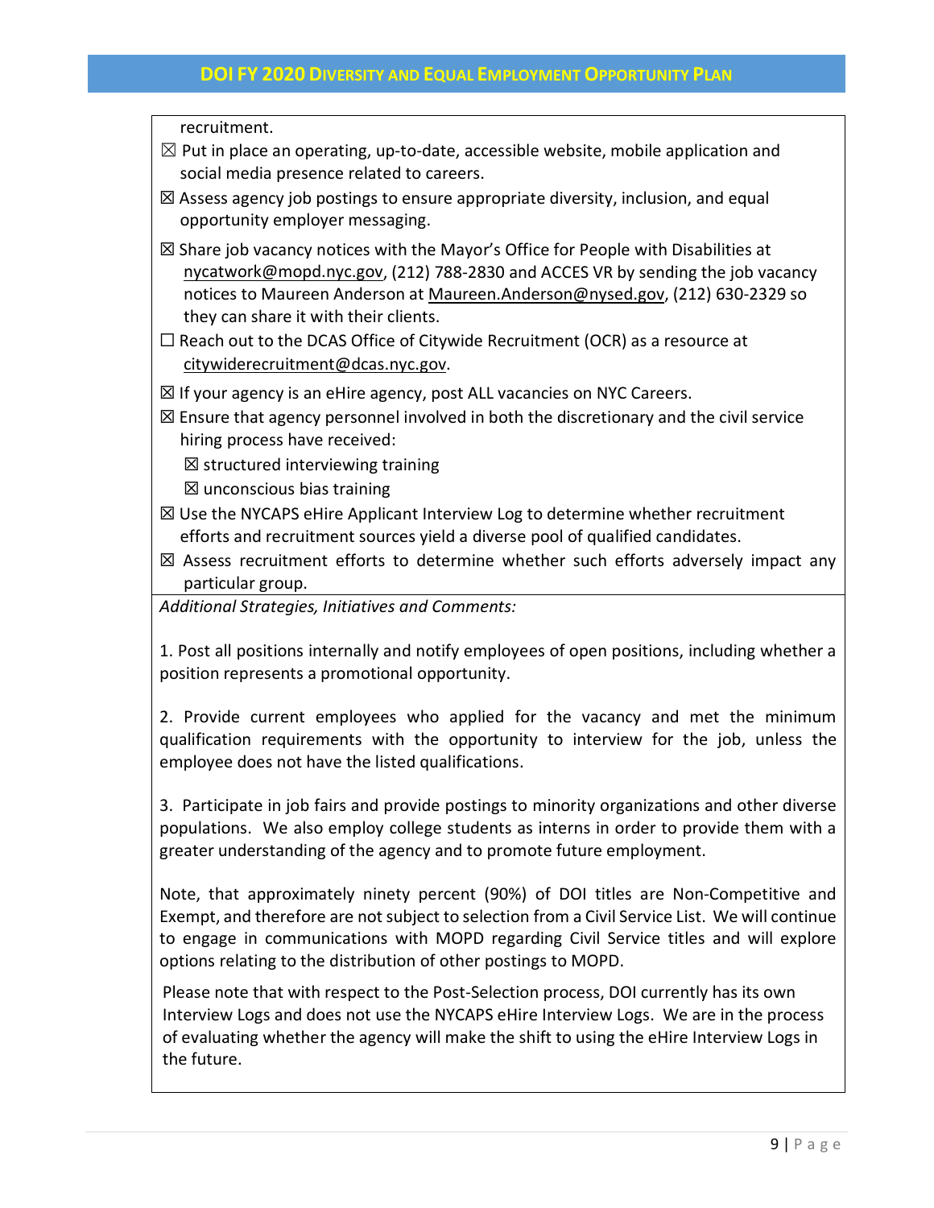recruitment.

☒ Put in place an operating, up-to-date, accessible website, mobile application and social media presence related to careers.

☒ Assess agency job postings to ensure appropriate diversity, inclusion, and equal opportunity employer messaging.

☒ Share job vacancy notices with the Mayor's Office for People with Disabilities at nycatwork@mopd.nyc.gov, (212) 788-2830 and ACCES VR by sending the job vacancy notices to Maureen Anderson at Maureen.Anderson@nysed.gov, (212) 630-2329 so they can share it with their clients.

☐ Reach out to the DCAS Office of Citywide Recruitment (OCR) as a resource at citywiderecruitment@dcas.nyc.gov.

☒ If your agency is an eHire agency, post ALL vacancies on NYC Careers.

☒ Ensure that agency personnel involved in both the discretionary and the civil service hiring process have received:

- ☒ structured interviewing training
- ☒ unconscious bias training

☒ Use the NYCAPS eHire Applicant Interview Log to determine whether recruitment efforts and recruitment sources yield a diverse pool of qualified candidates.

☒ Assess recruitment efforts to determine whether such efforts adversely impact any particular group.

*Additional Strategies, Initiatives and Comments:*

1. Post all positions internally and notify employees of open positions, including whether a position represents a promotional opportunity.

2. Provide current employees who applied for the vacancy and met the minimum qualification requirements with the opportunity to interview for the job, unless the employee does not have the listed qualifications.

3. Participate in job fairs and provide postings to minority organizations and other diverse populations. We also employ college students as interns in order to provide them with a greater understanding of the agency and to promote future employment.

Note, that approximately ninety percent (90%) of DOI titles are Non-Competitive and Exempt, and therefore are not subject to selection from a Civil Service List. We will continue to engage in communications with MOPD regarding Civil Service titles and will explore options relating to the distribution of other postings to MOPD.

Please note that with respect to the Post-Selection process, DOI currently has its own Interview Logs and does not use the NYCAPS eHire Interview Logs. We are in the process of evaluating whether the agency will make the shift to using the eHire Interview Logs in the future.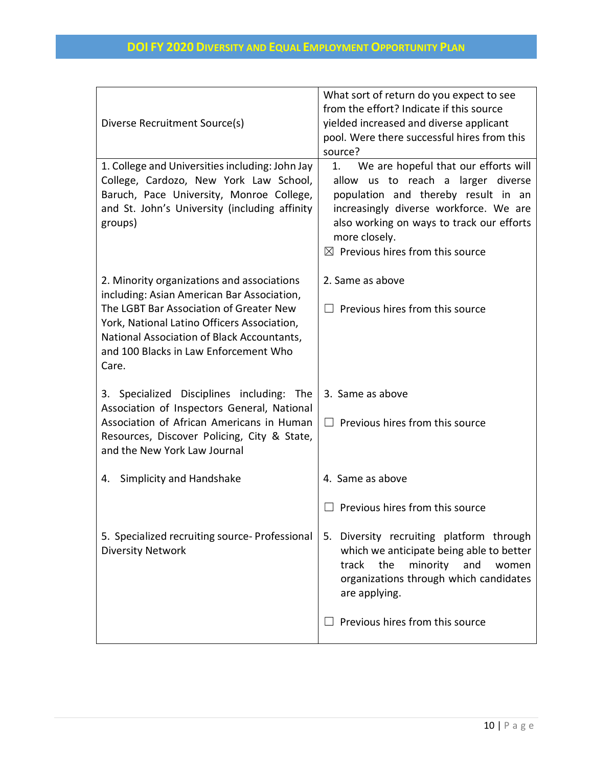| Diverse Recruitment Source(s) | What sort of return do you expect to see from the effort? Indicate if this source yielded increased and diverse applicant pool. Were there successful hires from this source? |
|---|---|
| 1. College and Universities including: John Jay College, Cardozo, New York Law School, Baruch, Pace University, Monroe College, and St. John's University (including affinity groups) | 1. We are hopeful that our efforts will allow us to reach a larger diverse population and thereby result in an increasingly diverse workforce. We are also working on ways to track our efforts more closely.<br>☒ Previous hires from this source |
| 2. Minority organizations and associations including: Asian American Bar Association, The LGBT Bar Association of Greater New York, National Latino Officers Association, National Association of Black Accountants, and 100 Blacks in Law Enforcement Who Care. | 2. Same as above<br>☐ Previous hires from this source |
| 3. Specialized Disciplines including: The Association of Inspectors General, National Association of African Americans in Human Resources, Discover Policing, City & State, and the New York Law Journal | 3. Same as above<br>☐ Previous hires from this source |
| 4. Simplicity and Handshake | 4. Same as above<br>☐ Previous hires from this source |
| 5. Specialized recruiting source- Professional Diversity Network | 5. Diversity recruiting platform through which we anticipate being able to better track the minority and women organizations through which candidates are applying.<br>☐ Previous hires from this source |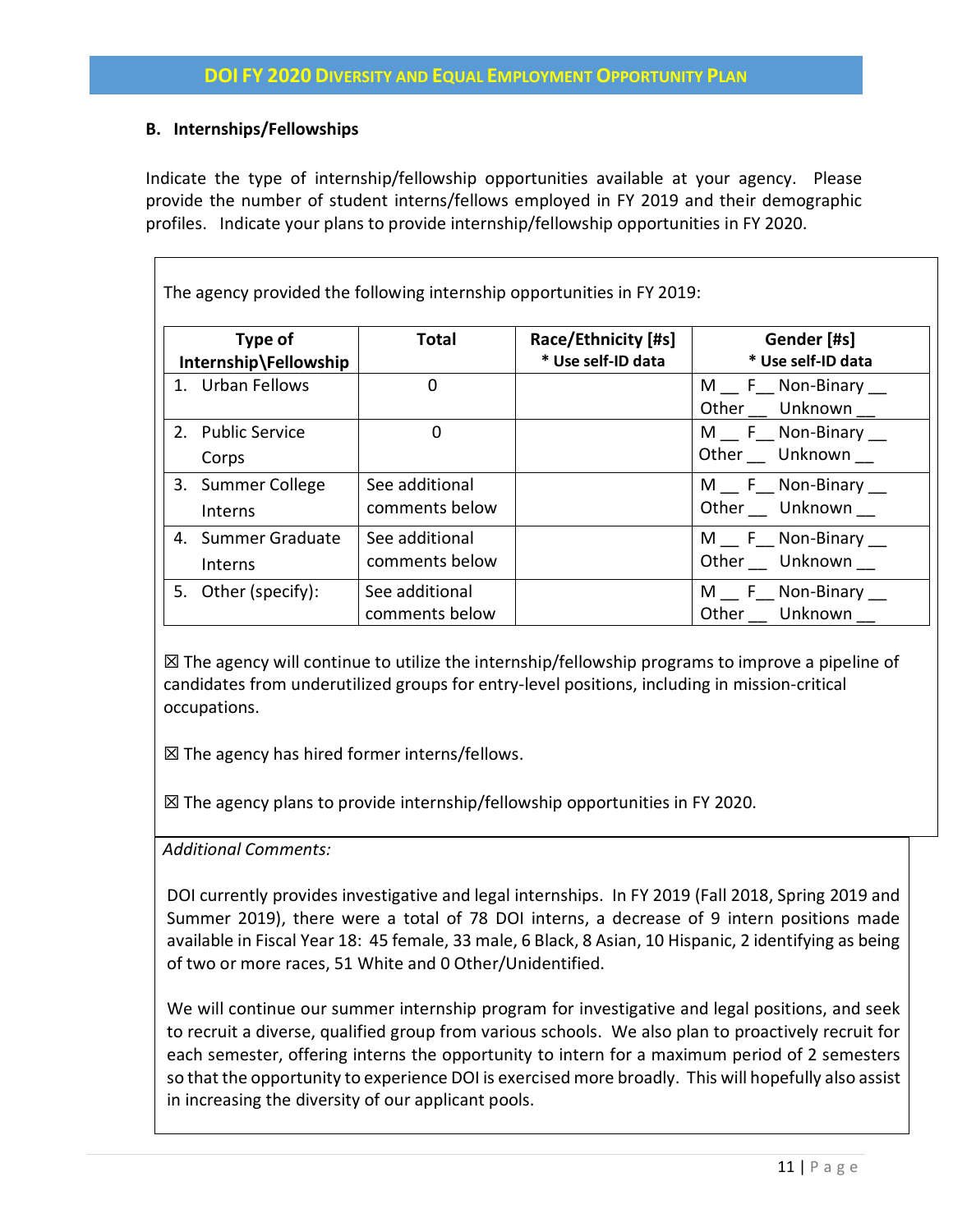### B. Internships/Fellowships

Indicate the type of internship/fellowship opportunities available at your agency. Please provide the number of student interns/fellows employed in FY 2019 and their demographic profiles. Indicate your plans to provide internship/fellowship opportunities in FY 2020.

The agency provided the following internship opportunities in FY 2019:

| Type of Internship\Fellowship | Total | Race/Ethnicity [#s] * Use self-ID data | Gender [#s] * Use self-ID data |
|---|---|---|---|
| 1. Urban Fellows | 0 | | M __ F__ Non-Binary __ Other __ Unknown __ |
| 2. Public Service Corps | 0 | | M __ F__ Non-Binary __ Other __ Unknown __ |
| 3. Summer College Interns | See additional comments below | | M __ F__ Non-Binary __ Other __ Unknown __ |
| 4. Summer Graduate Interns | See additional comments below | | M __ F__ Non-Binary __ Other __ Unknown __ |
| 5. Other (specify): | See additional comments below | | M __ F__ Non-Binary __ Other __ Unknown __ |

☒ The agency will continue to utilize the internship/fellowship programs to improve a pipeline of candidates from underutilized groups for entry-level positions, including in mission-critical occupations.

☒ The agency has hired former interns/fellows.

☒ The agency plans to provide internship/fellowship opportunities in FY 2020.

*Additional Comments:*

DOI currently provides investigative and legal internships. In FY 2019 (Fall 2018, Spring 2019 and Summer 2019), there were a total of 78 DOI interns, a decrease of 9 intern positions made available in Fiscal Year 18: 45 female, 33 male, 6 Black, 8 Asian, 10 Hispanic, 2 identifying as being of two or more races, 51 White and 0 Other/Unidentified.

We will continue our summer internship program for investigative and legal positions, and seek to recruit a diverse, qualified group from various schools. We also plan to proactively recruit for each semester, offering interns the opportunity to intern for a maximum period of 2 semesters so that the opportunity to experience DOI is exercised more broadly. This will hopefully also assist in increasing the diversity of our applicant pools.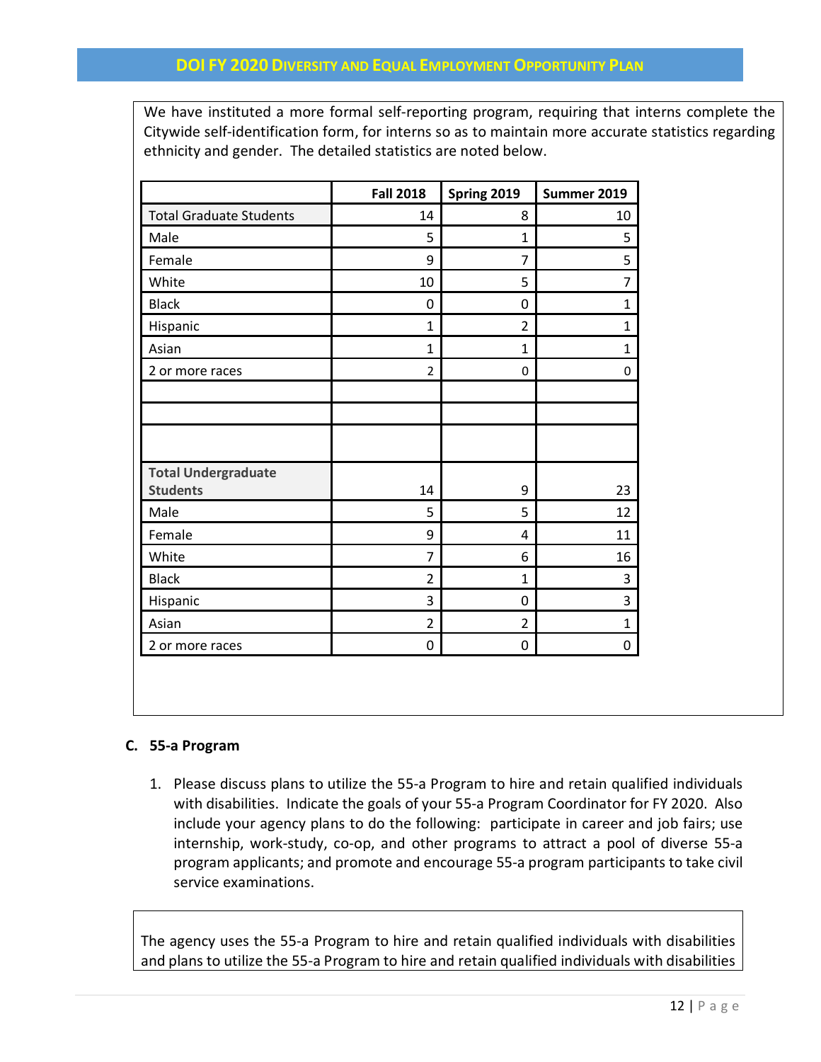We have instituted a more formal self-reporting program, requiring that interns complete the Citywide self-identification form, for interns so as to maintain more accurate statistics regarding ethnicity and gender. The detailed statistics are noted below.

| | Fall 2018 | Spring 2019 | Summer 2019 |
|---|---|---|---|
| Total Graduate Students | 14 | 8 | 10 |
| Male | 5 | 1 | 5 |
| Female | 9 | 7 | 5 |
| White | 10 | 5 | 7 |
| Black | 0 | 0 | 1 |
| Hispanic | 1 | 2 | 1 |
| Asian | 1 | 1 | 1 |
| 2 or more races | 2 | 0 | 0 |
| | | | |
| | | | |
| | | | |
| **Total Undergraduate Students** | 14 | 9 | 23 |
| Male | 5 | 5 | 12 |
| Female | 9 | 4 | 11 |
| White | 7 | 6 | 16 |
| Black | 2 | 1 | 3 |
| Hispanic | 3 | 0 | 3 |
| Asian | 2 | 2 | 1 |
| 2 or more races | 0 | 0 | 0 |

### C. 55-a Program

1. Please discuss plans to utilize the 55-a Program to hire and retain qualified individuals with disabilities. Indicate the goals of your 55-a Program Coordinator for FY 2020. Also include your agency plans to do the following: participate in career and job fairs; use internship, work-study, co-op, and other programs to attract a pool of diverse 55-a program applicants; and promote and encourage 55-a program participants to take civil service examinations.

The agency uses the 55-a Program to hire and retain qualified individuals with disabilities and plans to utilize the 55-a Program to hire and retain qualified individuals with disabilities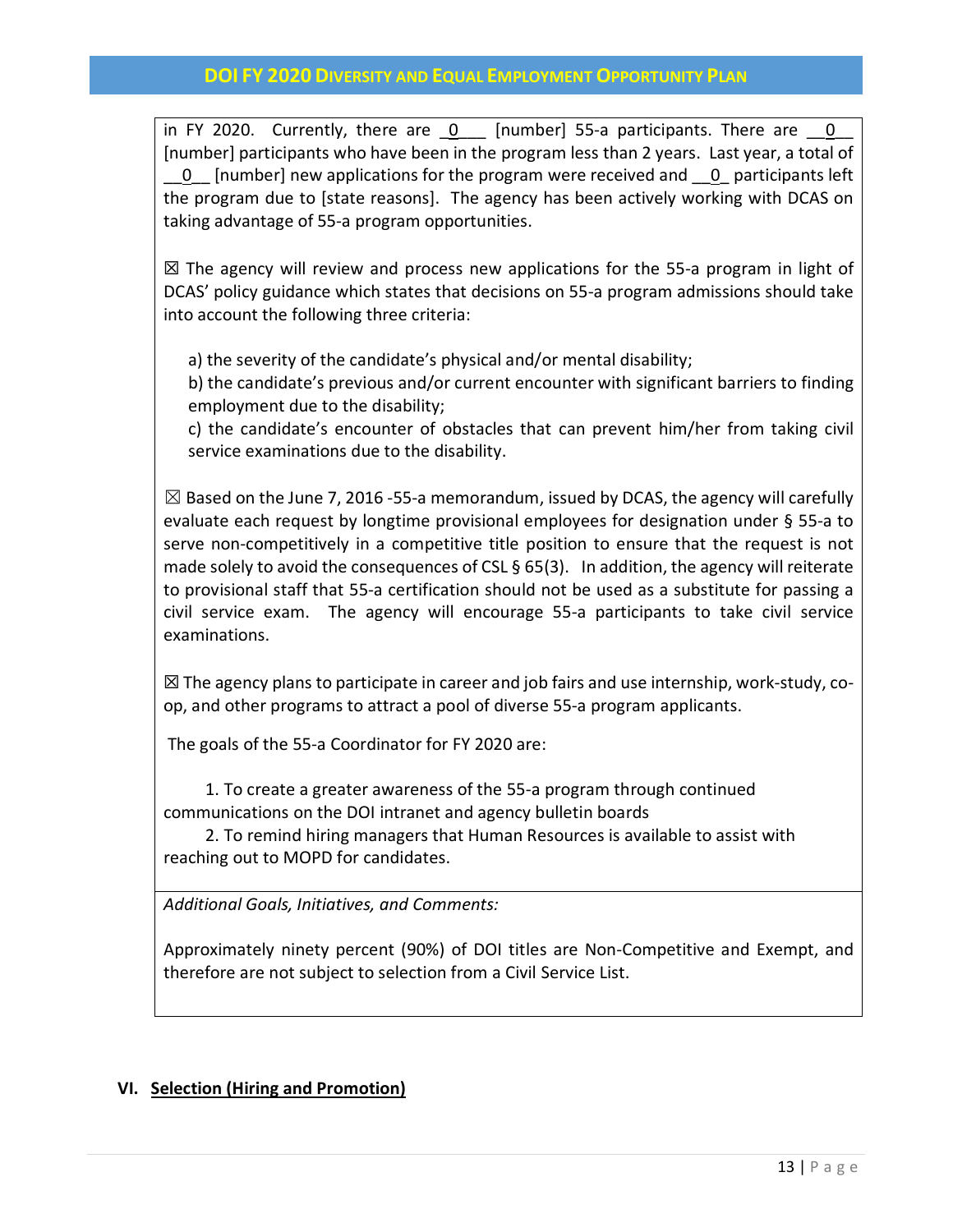in FY 2020. Currently, there are _0___ [number] 55-a participants. There are __0__ [number] participants who have been in the program less than 2 years. Last year, a total of __0__ [number] new applications for the program were received and __0_ participants left the program due to [state reasons]. The agency has been actively working with DCAS on taking advantage of 55-a program opportunities.

☒ The agency will review and process new applications for the 55-a program in light of DCAS' policy guidance which states that decisions on 55-a program admissions should take into account the following three criteria:

a) the severity of the candidate's physical and/or mental disability;
b) the candidate's previous and/or current encounter with significant barriers to finding employment due to the disability;
c) the candidate's encounter of obstacles that can prevent him/her from taking civil service examinations due to the disability.

☒ Based on the June 7, 2016 -55-a memorandum, issued by DCAS, the agency will carefully evaluate each request by longtime provisional employees for designation under § 55-a to serve non-competitively in a competitive title position to ensure that the request is not made solely to avoid the consequences of CSL § 65(3). In addition, the agency will reiterate to provisional staff that 55-a certification should not be used as a substitute for passing a civil service exam. The agency will encourage 55-a participants to take civil service examinations.

☒ The agency plans to participate in career and job fairs and use internship, work-study, co-op, and other programs to attract a pool of diverse 55-a program applicants.

The goals of the 55-a Coordinator for FY 2020 are:

1. To create a greater awareness of the 55-a program through continued communications on the DOI intranet and agency bulletin boards
2. To remind hiring managers that Human Resources is available to assist with reaching out to MOPD for candidates.

*Additional Goals, Initiatives, and Comments:*

Approximately ninety percent (90%) of DOI titles are Non-Competitive and Exempt, and therefore are not subject to selection from a Civil Service List.

## VI. Selection (Hiring and Promotion)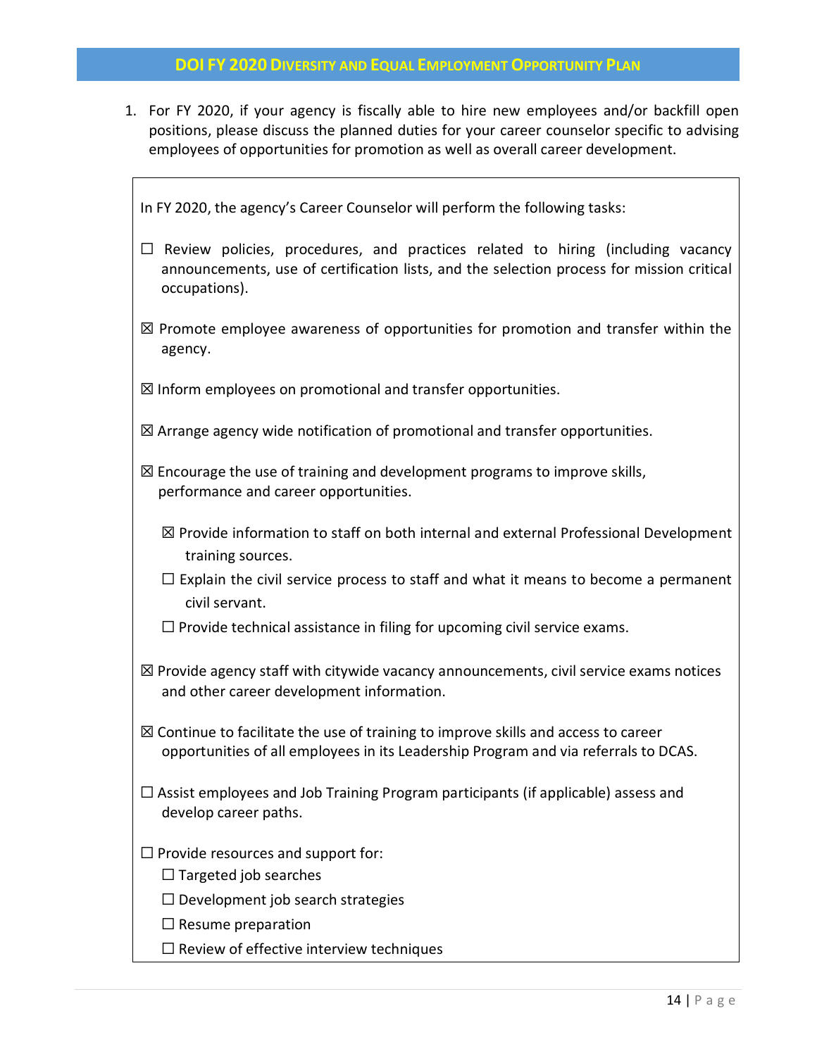1. For FY 2020, if your agency is fiscally able to hire new employees and/or backfill open positions, please discuss the planned duties for your career counselor specific to advising employees of opportunities for promotion as well as overall career development.

In FY 2020, the agency's Career Counselor will perform the following tasks:

☐ Review policies, procedures, and practices related to hiring (including vacancy announcements, use of certification lists, and the selection process for mission critical occupations).

☒ Promote employee awareness of opportunities for promotion and transfer within the agency.

☒ Inform employees on promotional and transfer opportunities.

☒ Arrange agency wide notification of promotional and transfer opportunities.

☒ Encourage the use of training and development programs to improve skills, performance and career opportunities.

- ☒ Provide information to staff on both internal and external Professional Development training sources.
- ☐ Explain the civil service process to staff and what it means to become a permanent civil servant.
- ☐ Provide technical assistance in filing for upcoming civil service exams.

☒ Provide agency staff with citywide vacancy announcements, civil service exams notices and other career development information.

☒ Continue to facilitate the use of training to improve skills and access to career opportunities of all employees in its Leadership Program and via referrals to DCAS.

☐ Assist employees and Job Training Program participants (if applicable) assess and develop career paths.

☐ Provide resources and support for:

- ☐ Targeted job searches
- ☐ Development job search strategies
- ☐ Resume preparation
- ☐ Review of effective interview techniques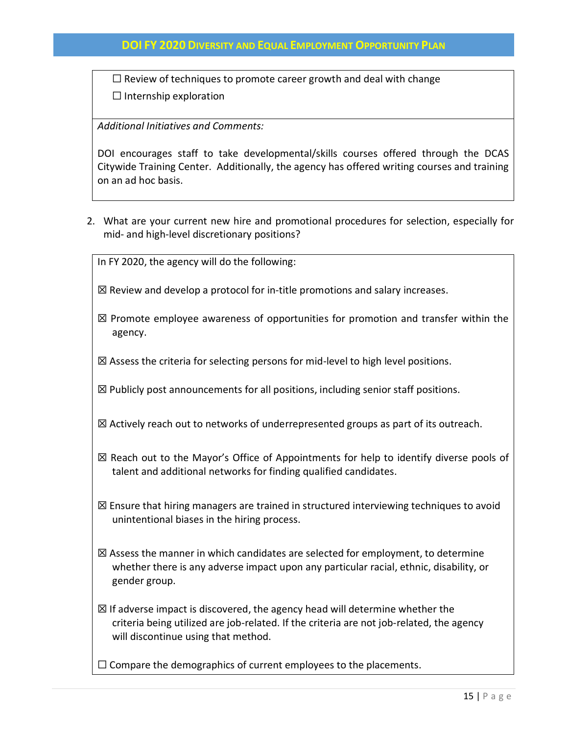☐ Review of techniques to promote career growth and deal with change

☐ Internship exploration

*Additional Initiatives and Comments:*

DOI encourages staff to take developmental/skills courses offered through the DCAS Citywide Training Center. Additionally, the agency has offered writing courses and training on an ad hoc basis.

2. What are your current new hire and promotional procedures for selection, especially for mid- and high-level discretionary positions?

In FY 2020, the agency will do the following:

☒ Review and develop a protocol for in-title promotions and salary increases.

☒ Promote employee awareness of opportunities for promotion and transfer within the agency.

☒ Assess the criteria for selecting persons for mid-level to high level positions.

☒ Publicly post announcements for all positions, including senior staff positions.

☒ Actively reach out to networks of underrepresented groups as part of its outreach.

☒ Reach out to the Mayor's Office of Appointments for help to identify diverse pools of talent and additional networks for finding qualified candidates.

☒ Ensure that hiring managers are trained in structured interviewing techniques to avoid unintentional biases in the hiring process.

☒ Assess the manner in which candidates are selected for employment, to determine whether there is any adverse impact upon any particular racial, ethnic, disability, or gender group.

☒ If adverse impact is discovered, the agency head will determine whether the criteria being utilized are job-related. If the criteria are not job-related, the agency will discontinue using that method.

☐ Compare the demographics of current employees to the placements.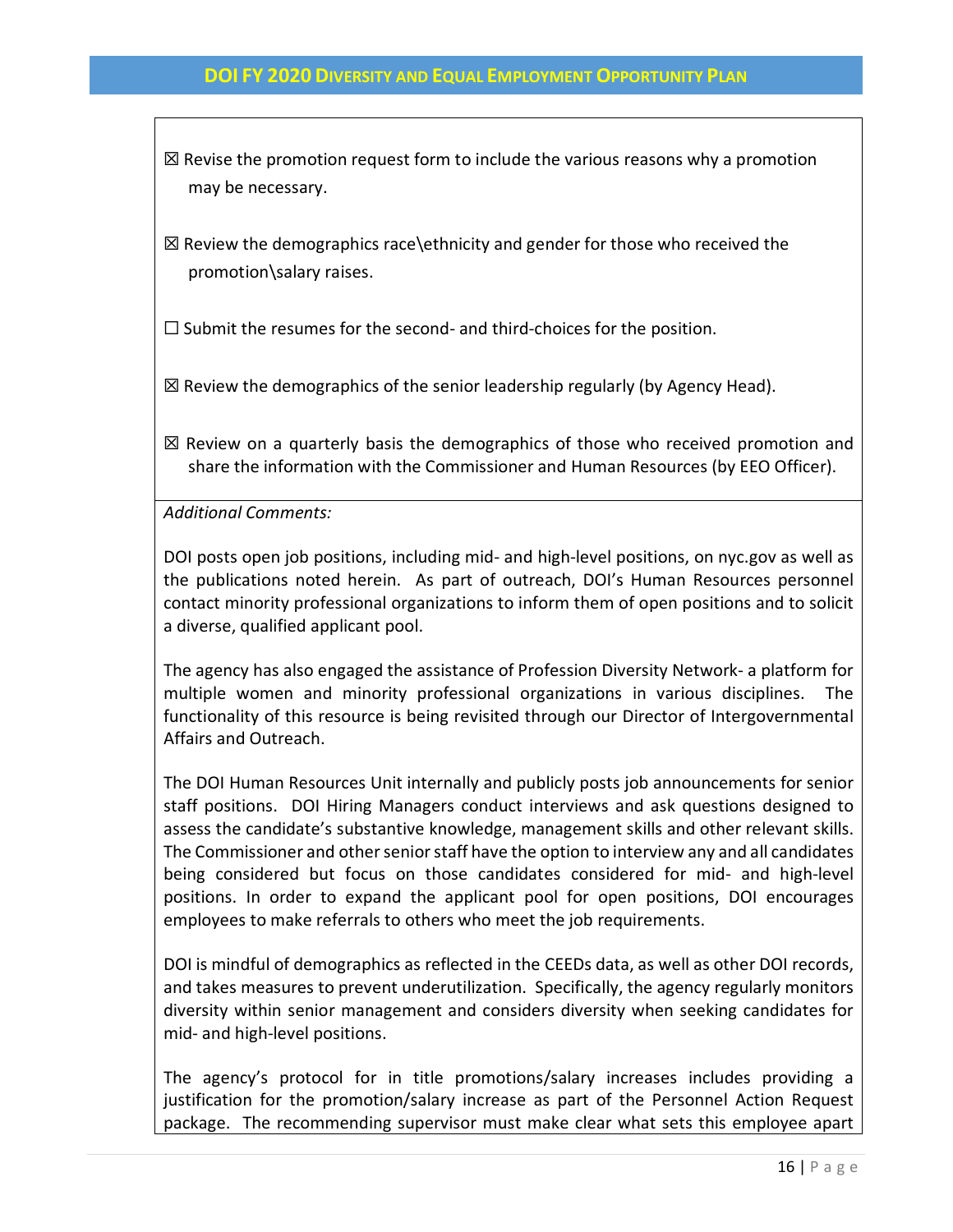☒ Revise the promotion request form to include the various reasons why a promotion may be necessary.

☒ Review the demographics race\ethnicity and gender for those who received the promotion\salary raises.

☐ Submit the resumes for the second- and third-choices for the position.

☒ Review the demographics of the senior leadership regularly (by Agency Head).

☒ Review on a quarterly basis the demographics of those who received promotion and share the information with the Commissioner and Human Resources (by EEO Officer).

*Additional Comments:*

DOI posts open job positions, including mid- and high-level positions, on nyc.gov as well as the publications noted herein. As part of outreach, DOI's Human Resources personnel contact minority professional organizations to inform them of open positions and to solicit a diverse, qualified applicant pool.

The agency has also engaged the assistance of Profession Diversity Network- a platform for multiple women and minority professional organizations in various disciplines. The functionality of this resource is being revisited through our Director of Intergovernmental Affairs and Outreach.

The DOI Human Resources Unit internally and publicly posts job announcements for senior staff positions. DOI Hiring Managers conduct interviews and ask questions designed to assess the candidate's substantive knowledge, management skills and other relevant skills. The Commissioner and other senior staff have the option to interview any and all candidates being considered but focus on those candidates considered for mid- and high-level positions. In order to expand the applicant pool for open positions, DOI encourages employees to make referrals to others who meet the job requirements.

DOI is mindful of demographics as reflected in the CEEDs data, as well as other DOI records, and takes measures to prevent underutilization. Specifically, the agency regularly monitors diversity within senior management and considers diversity when seeking candidates for mid- and high-level positions.

The agency's protocol for in title promotions/salary increases includes providing a justification for the promotion/salary increase as part of the Personnel Action Request package. The recommending supervisor must make clear what sets this employee apart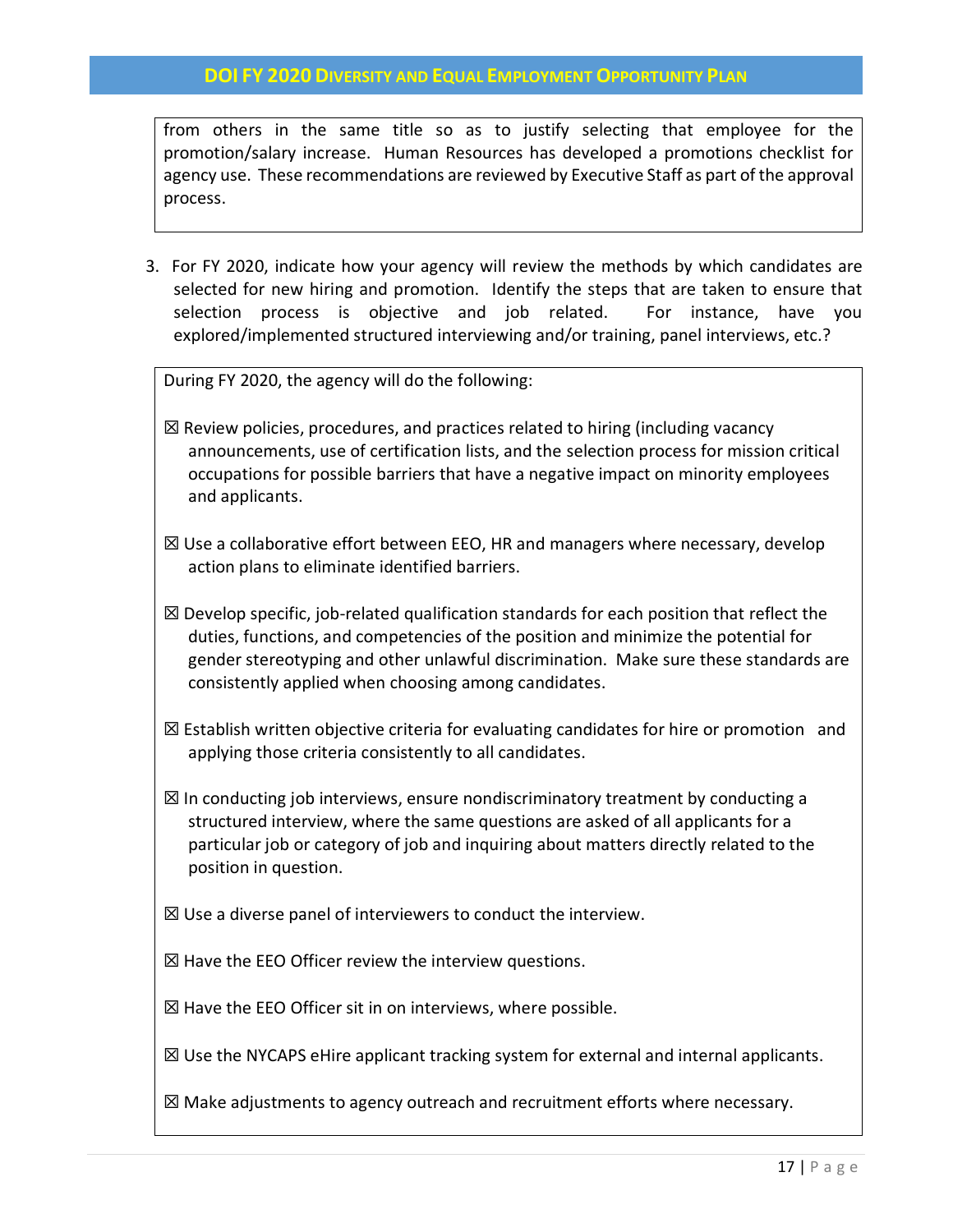from others in the same title so as to justify selecting that employee for the promotion/salary increase. Human Resources has developed a promotions checklist for agency use. These recommendations are reviewed by Executive Staff as part of the approval process.

3. For FY 2020, indicate how your agency will review the methods by which candidates are selected for new hiring and promotion. Identify the steps that are taken to ensure that selection process is objective and job related. For instance, have you explored/implemented structured interviewing and/or training, panel interviews, etc.?

During FY 2020, the agency will do the following:

☒ Review policies, procedures, and practices related to hiring (including vacancy announcements, use of certification lists, and the selection process for mission critical occupations for possible barriers that have a negative impact on minority employees and applicants.

☒ Use a collaborative effort between EEO, HR and managers where necessary, develop action plans to eliminate identified barriers.

☒ Develop specific, job-related qualification standards for each position that reflect the duties, functions, and competencies of the position and minimize the potential for gender stereotyping and other unlawful discrimination. Make sure these standards are consistently applied when choosing among candidates.

☒ Establish written objective criteria for evaluating candidates for hire or promotion and applying those criteria consistently to all candidates.

☒ In conducting job interviews, ensure nondiscriminatory treatment by conducting a structured interview, where the same questions are asked of all applicants for a particular job or category of job and inquiring about matters directly related to the position in question.

☒ Use a diverse panel of interviewers to conduct the interview.

☒ Have the EEO Officer review the interview questions.

☒ Have the EEO Officer sit in on interviews, where possible.

☒ Use the NYCAPS eHire applicant tracking system for external and internal applicants.

☒ Make adjustments to agency outreach and recruitment efforts where necessary.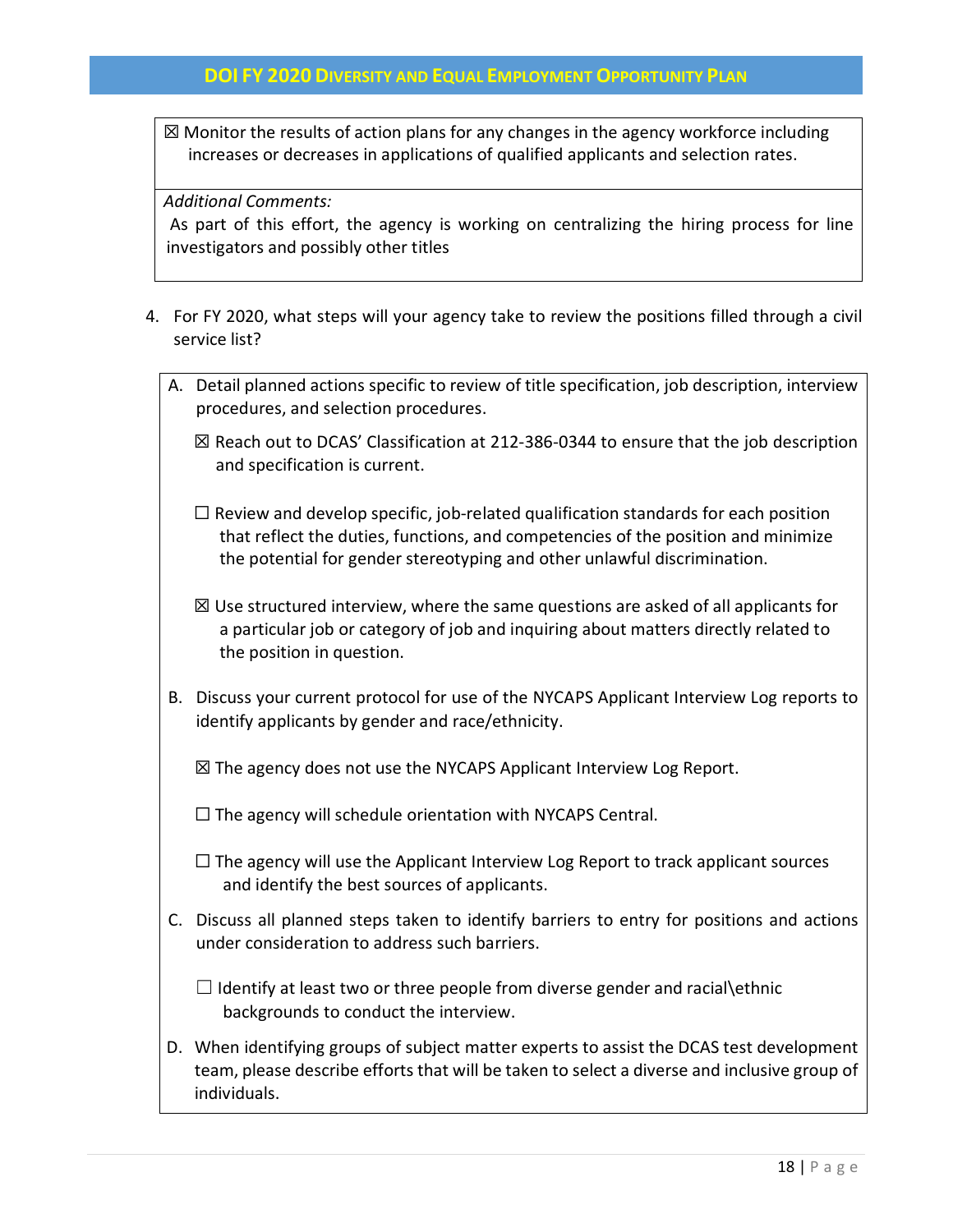☒ Monitor the results of action plans for any changes in the agency workforce including increases or decreases in applications of qualified applicants and selection rates.

*Additional Comments:*

As part of this effort, the agency is working on centralizing the hiring process for line investigators and possibly other titles

4. For FY 2020, what steps will your agency take to review the positions filled through a civil service list?

A. Detail planned actions specific to review of title specification, job description, interview procedures, and selection procedures.

☒ Reach out to DCAS' Classification at 212-386-0344 to ensure that the job description and specification is current.

☐ Review and develop specific, job-related qualification standards for each position that reflect the duties, functions, and competencies of the position and minimize the potential for gender stereotyping and other unlawful discrimination.

☒ Use structured interview, where the same questions are asked of all applicants for a particular job or category of job and inquiring about matters directly related to the position in question.

B. Discuss your current protocol for use of the NYCAPS Applicant Interview Log reports to identify applicants by gender and race/ethnicity.

☒ The agency does not use the NYCAPS Applicant Interview Log Report.

☐ The agency will schedule orientation with NYCAPS Central.

☐ The agency will use the Applicant Interview Log Report to track applicant sources and identify the best sources of applicants.

C. Discuss all planned steps taken to identify barriers to entry for positions and actions under consideration to address such barriers.

☐ Identify at least two or three people from diverse gender and racial\ethnic backgrounds to conduct the interview.

D. When identifying groups of subject matter experts to assist the DCAS test development team, please describe efforts that will be taken to select a diverse and inclusive group of individuals.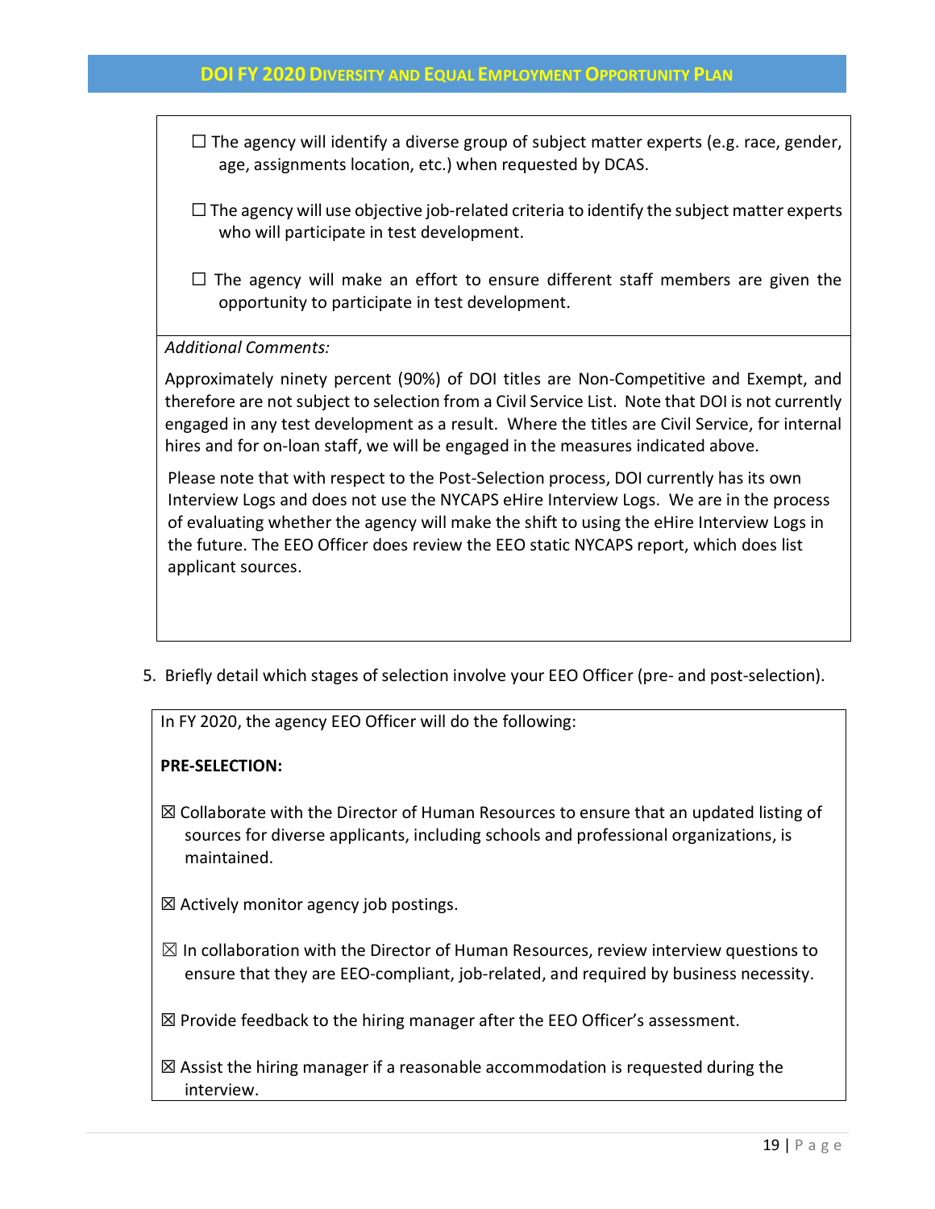☐ The agency will identify a diverse group of subject matter experts (e.g. race, gender, age, assignments location, etc.) when requested by DCAS.

☐ The agency will use objective job-related criteria to identify the subject matter experts who will participate in test development.

☐ The agency will make an effort to ensure different staff members are given the opportunity to participate in test development.

*Additional Comments:*

Approximately ninety percent (90%) of DOI titles are Non-Competitive and Exempt, and therefore are not subject to selection from a Civil Service List. Note that DOI is not currently engaged in any test development as a result. Where the titles are Civil Service, for internal hires and for on-loan staff, we will be engaged in the measures indicated above.

Please note that with respect to the Post-Selection process, DOI currently has its own Interview Logs and does not use the NYCAPS eHire Interview Logs. We are in the process of evaluating whether the agency will make the shift to using the eHire Interview Logs in the future. The EEO Officer does review the EEO static NYCAPS report, which does list applicant sources.

5. Briefly detail which stages of selection involve your EEO Officer (pre- and post-selection).

In FY 2020, the agency EEO Officer will do the following:

**PRE-SELECTION:**

☒ Collaborate with the Director of Human Resources to ensure that an updated listing of sources for diverse applicants, including schools and professional organizations, is maintained.

☒ Actively monitor agency job postings.

☒ In collaboration with the Director of Human Resources, review interview questions to ensure that they are EEO-compliant, job-related, and required by business necessity.

☒ Provide feedback to the hiring manager after the EEO Officer's assessment.

☒ Assist the hiring manager if a reasonable accommodation is requested during the interview.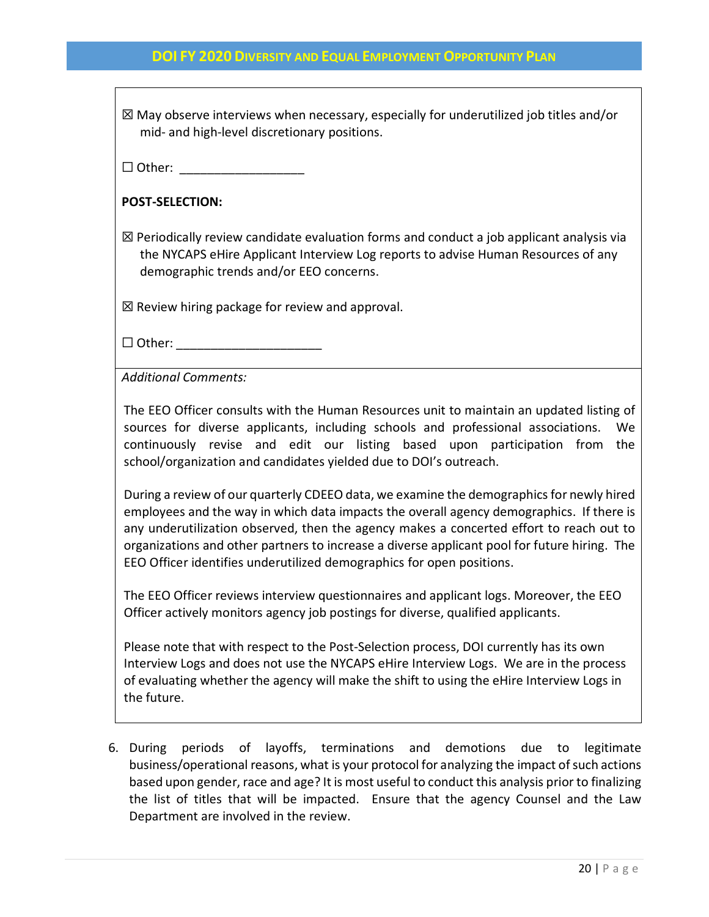☒ May observe interviews when necessary, especially for underutilized job titles and/or mid- and high-level discretionary positions.

☐ Other: ___________________

**POST-SELECTION:**

☒ Periodically review candidate evaluation forms and conduct a job applicant analysis via the NYCAPS eHire Applicant Interview Log reports to advise Human Resources of any demographic trends and/or EEO concerns.

☒ Review hiring package for review and approval.

☐ Other: ______________________

*Additional Comments:*

The EEO Officer consults with the Human Resources unit to maintain an updated listing of sources for diverse applicants, including schools and professional associations. We continuously revise and edit our listing based upon participation from the school/organization and candidates yielded due to DOI's outreach.

During a review of our quarterly CDEEO data, we examine the demographics for newly hired employees and the way in which data impacts the overall agency demographics. If there is any underutilization observed, then the agency makes a concerted effort to reach out to organizations and other partners to increase a diverse applicant pool for future hiring. The EEO Officer identifies underutilized demographics for open positions.

The EEO Officer reviews interview questionnaires and applicant logs. Moreover, the EEO Officer actively monitors agency job postings for diverse, qualified applicants.

Please note that with respect to the Post-Selection process, DOI currently has its own Interview Logs and does not use the NYCAPS eHire Interview Logs. We are in the process of evaluating whether the agency will make the shift to using the eHire Interview Logs in the future.

6. During periods of layoffs, terminations and demotions due to legitimate business/operational reasons, what is your protocol for analyzing the impact of such actions based upon gender, race and age? It is most useful to conduct this analysis prior to finalizing the list of titles that will be impacted. Ensure that the agency Counsel and the Law Department are involved in the review.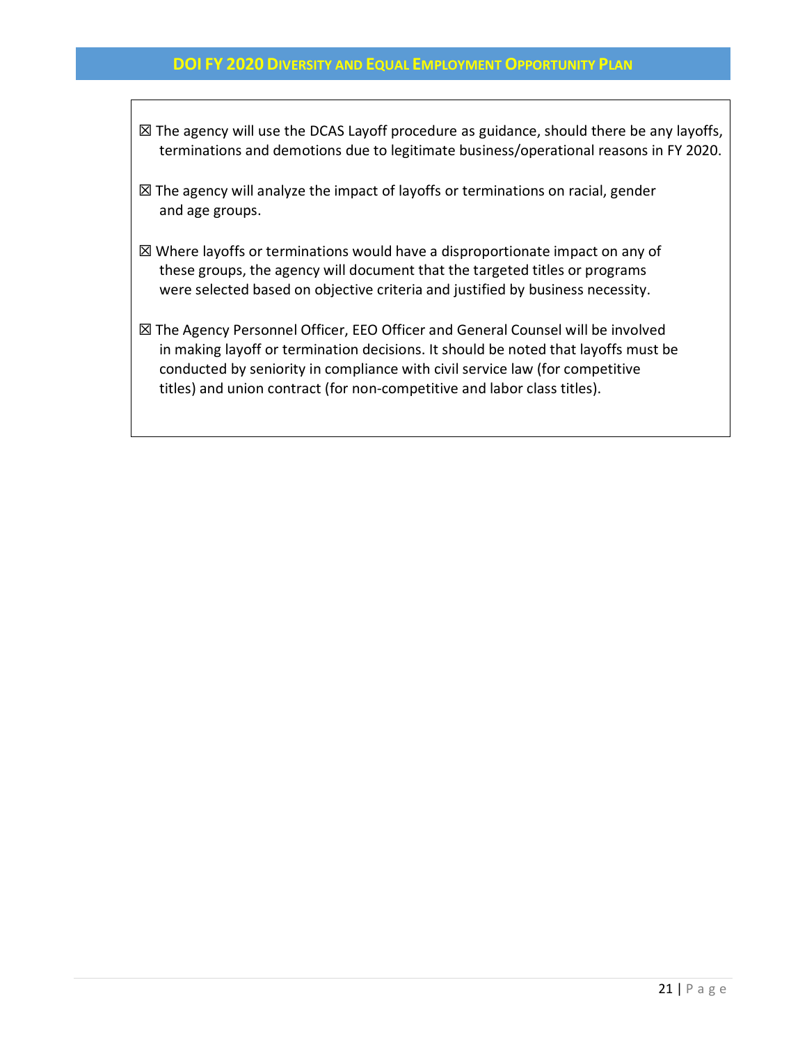☒ The agency will use the DCAS Layoff procedure as guidance, should there be any layoffs, terminations and demotions due to legitimate business/operational reasons in FY 2020.

☒ The agency will analyze the impact of layoffs or terminations on racial, gender and age groups.

☒ Where layoffs or terminations would have a disproportionate impact on any of these groups, the agency will document that the targeted titles or programs were selected based on objective criteria and justified by business necessity.

☒ The Agency Personnel Officer, EEO Officer and General Counsel will be involved in making layoff or termination decisions. It should be noted that layoffs must be conducted by seniority in compliance with civil service law (for competitive titles) and union contract (for non-competitive and labor class titles).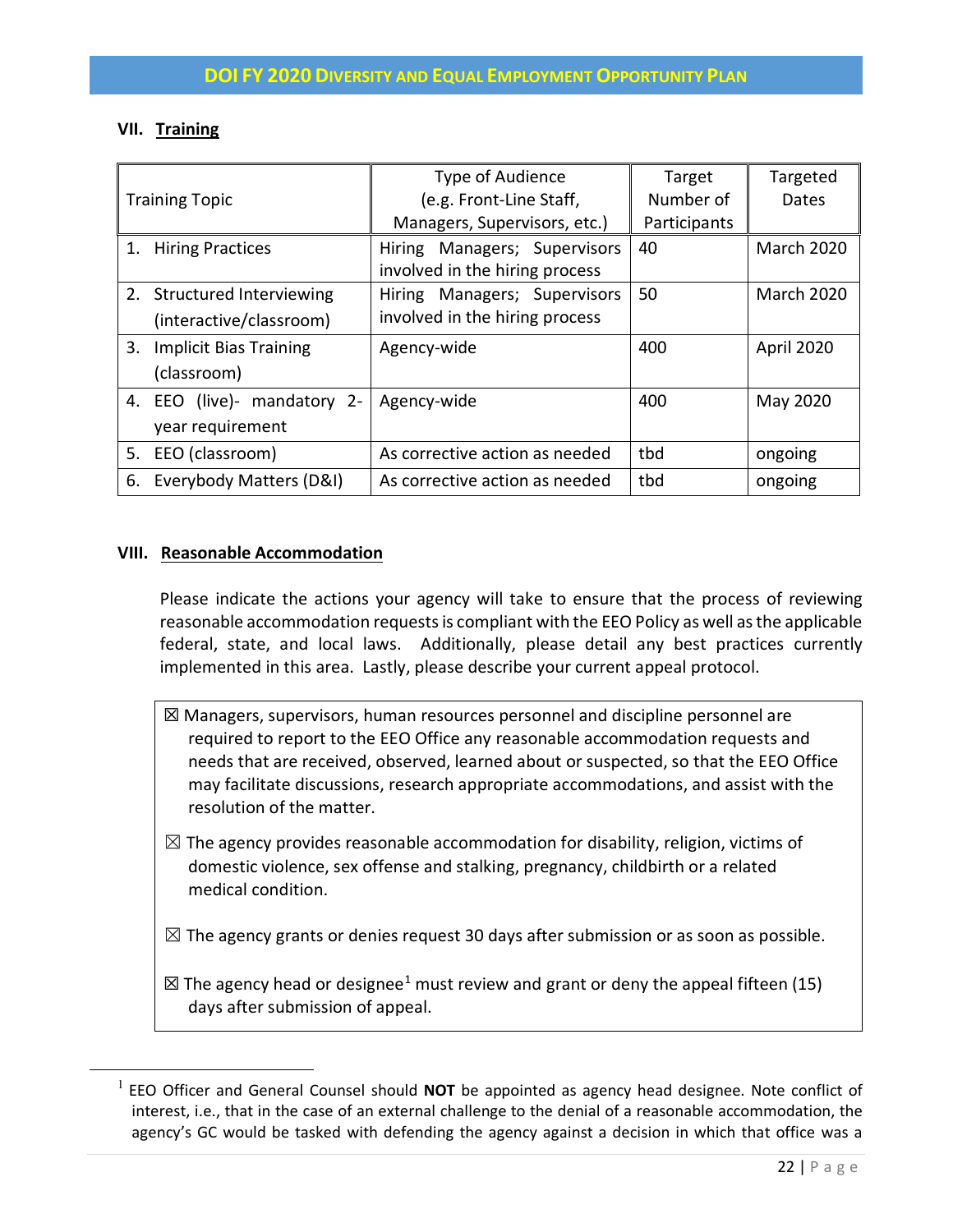## VII. Training

| Training Topic | Type of Audience (e.g. Front-Line Staff, Managers, Supervisors, etc.) | Target Number of Participants | Targeted Dates |
|---|---|---|---|
| 1. Hiring Practices | Hiring Managers; Supervisors involved in the hiring process | 40 | March 2020 |
| 2. Structured Interviewing (interactive/classroom) | Hiring Managers; Supervisors involved in the hiring process | 50 | March 2020 |
| 3. Implicit Bias Training (classroom) | Agency-wide | 400 | April 2020 |
| 4. EEO (live)- mandatory 2-year requirement | Agency-wide | 400 | May 2020 |
| 5. EEO (classroom) | As corrective action as needed | tbd | ongoing |
| 6. Everybody Matters (D&I) | As corrective action as needed | tbd | ongoing |

## VIII. Reasonable Accommodation

Please indicate the actions your agency will take to ensure that the process of reviewing reasonable accommodation requests is compliant with the EEO Policy as well as the applicable federal, state, and local laws. Additionally, please detail any best practices currently implemented in this area. Lastly, please describe your current appeal protocol.

☒ Managers, supervisors, human resources personnel and discipline personnel are required to report to the EEO Office any reasonable accommodation requests and needs that are received, observed, learned about or suspected, so that the EEO Office may facilitate discussions, research appropriate accommodations, and assist with the resolution of the matter.

☒ The agency provides reasonable accommodation for disability, religion, victims of domestic violence, sex offense and stalking, pregnancy, childbirth or a related medical condition.

☒ The agency grants or denies request 30 days after submission or as soon as possible.

☒ The agency head or designee[1] must review and grant or deny the appeal fifteen (15) days after submission of appeal.

[1] EEO Officer and General Counsel should **NOT** be appointed as agency head designee. Note conflict of interest, i.e., that in the case of an external challenge to the denial of a reasonable accommodation, the agency's GC would be tasked with defending the agency against a decision in which that office was a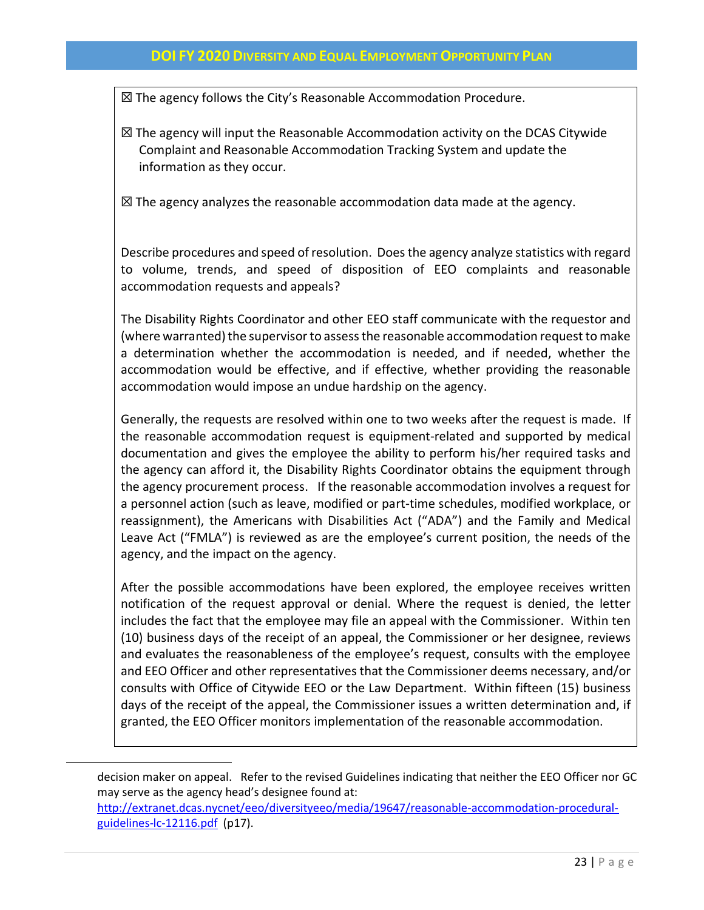☒ The agency follows the City's Reasonable Accommodation Procedure.

☒ The agency will input the Reasonable Accommodation activity on the DCAS Citywide Complaint and Reasonable Accommodation Tracking System and update the information as they occur.

☒ The agency analyzes the reasonable accommodation data made at the agency.

Describe procedures and speed of resolution. Does the agency analyze statistics with regard to volume, trends, and speed of disposition of EEO complaints and reasonable accommodation requests and appeals?

The Disability Rights Coordinator and other EEO staff communicate with the requestor and (where warranted) the supervisor to assess the reasonable accommodation request to make a determination whether the accommodation is needed, and if needed, whether the accommodation would be effective, and if effective, whether providing the reasonable accommodation would impose an undue hardship on the agency.

Generally, the requests are resolved within one to two weeks after the request is made. If the reasonable accommodation request is equipment-related and supported by medical documentation and gives the employee the ability to perform his/her required tasks and the agency can afford it, the Disability Rights Coordinator obtains the equipment through the agency procurement process. If the reasonable accommodation involves a request for a personnel action (such as leave, modified or part-time schedules, modified workplace, or reassignment), the Americans with Disabilities Act ("ADA") and the Family and Medical Leave Act ("FMLA") is reviewed as are the employee's current position, the needs of the agency, and the impact on the agency.

After the possible accommodations have been explored, the employee receives written notification of the request approval or denial. Where the request is denied, the letter includes the fact that the employee may file an appeal with the Commissioner. Within ten (10) business days of the receipt of an appeal, the Commissioner or her designee, reviews and evaluates the reasonableness of the employee's request, consults with the employee and EEO Officer and other representatives that the Commissioner deems necessary, and/or consults with Office of Citywide EEO or the Law Department. Within fifteen (15) business days of the receipt of the appeal, the Commissioner issues a written determination and, if granted, the EEO Officer monitors implementation of the reasonable accommodation.

---

decision maker on appeal. Refer to the revised Guidelines indicating that neither the EEO Officer nor GC may serve as the agency head's designee found at: [http://extranet.dcas.nycnet/eeo/diversityeeo/media/19647/reasonable-accommodation-procedural-guidelines-lc-12116.pdf](http://extranet.dcas.nycnet/eeo/diversityeeo/media/19647/reasonable-accommodation-procedural-guidelines-lc-12116.pdf) (p17).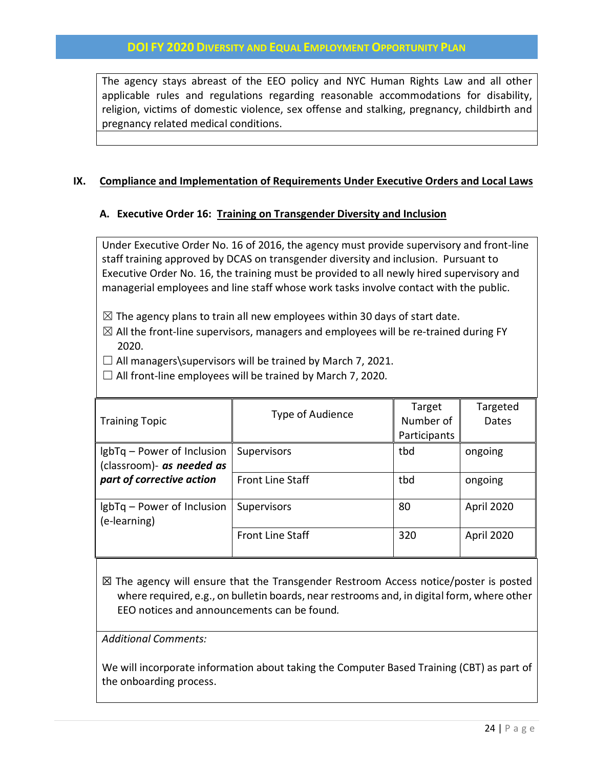The agency stays abreast of the EEO policy and NYC Human Rights Law and all other applicable rules and regulations regarding reasonable accommodations for disability, religion, victims of domestic violence, sex offense and stalking, pregnancy, childbirth and pregnancy related medical conditions.

## IX. Compliance and Implementation of Requirements Under Executive Orders and Local Laws

### A. Executive Order 16: Training on Transgender Diversity and Inclusion

Under Executive Order No. 16 of 2016, the agency must provide supervisory and front-line staff training approved by DCAS on transgender diversity and inclusion. Pursuant to Executive Order No. 16, the training must be provided to all newly hired supervisory and managerial employees and line staff whose work tasks involve contact with the public.

☒ The agency plans to train all new employees within 30 days of start date.
☒ All the front-line supervisors, managers and employees will be re-trained during FY 2020.
☐ All managers\supervisors will be trained by March 7, 2021.
☐ All front-line employees will be trained by March 7, 2020.

| Training Topic | Type of Audience | Target Number of Participants | Targeted Dates |
|---|---|---|---|
| lgbTq – Power of Inclusion (classroom)- ***as needed as part of corrective action*** | Supervisors | tbd | ongoing |
| | Front Line Staff | tbd | ongoing |
| lgbTq – Power of Inclusion (e-learning) | Supervisors | 80 | April 2020 |
| | Front Line Staff | 320 | April 2020 |

☒ The agency will ensure that the Transgender Restroom Access notice/poster is posted where required, e.g., on bulletin boards, near restrooms and, in digital form, where other EEO notices and announcements can be found.

*Additional Comments:*

We will incorporate information about taking the Computer Based Training (CBT) as part of the onboarding process.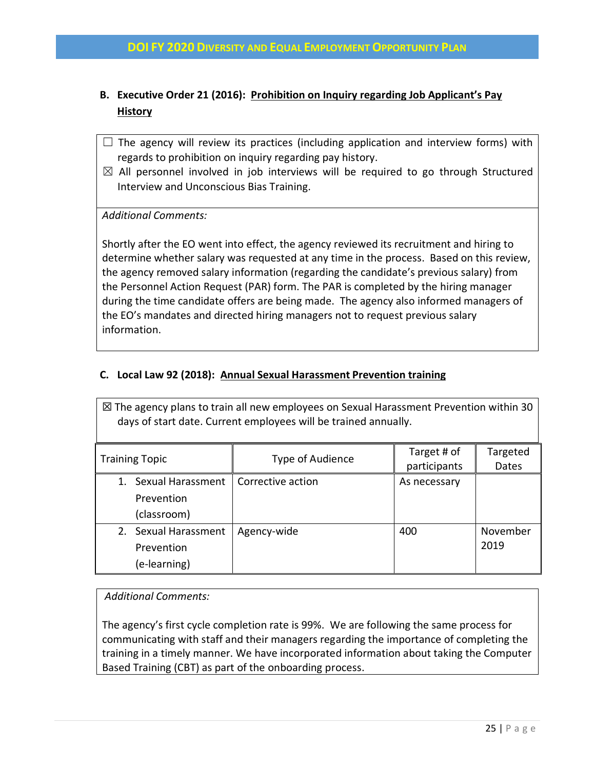### B. Executive Order 21 (2016): Prohibition on Inquiry regarding Job Applicant's Pay History

☐ The agency will review its practices (including application and interview forms) with regards to prohibition on inquiry regarding pay history.

☒ All personnel involved in job interviews will be required to go through Structured Interview and Unconscious Bias Training.

*Additional Comments:*

Shortly after the EO went into effect, the agency reviewed its recruitment and hiring to determine whether salary was requested at any time in the process. Based on this review, the agency removed salary information (regarding the candidate's previous salary) from the Personnel Action Request (PAR) form. The PAR is completed by the hiring manager during the time candidate offers are being made. The agency also informed managers of the EO's mandates and directed hiring managers not to request previous salary information.

### C. Local Law 92 (2018): Annual Sexual Harassment Prevention training

☒ The agency plans to train all new employees on Sexual Harassment Prevention within 30 days of start date. Current employees will be trained annually.

| Training Topic | Type of Audience | Target # of participants | Targeted Dates |
|---|---|---|---|
| 1. Sexual Harassment Prevention (classroom) | Corrective action | As necessary | |
| 2. Sexual Harassment Prevention (e-learning) | Agency-wide | 400 | November 2019 |

*Additional Comments:*

The agency's first cycle completion rate is 99%. We are following the same process for communicating with staff and their managers regarding the importance of completing the training in a timely manner. We have incorporated information about taking the Computer Based Training (CBT) as part of the onboarding process.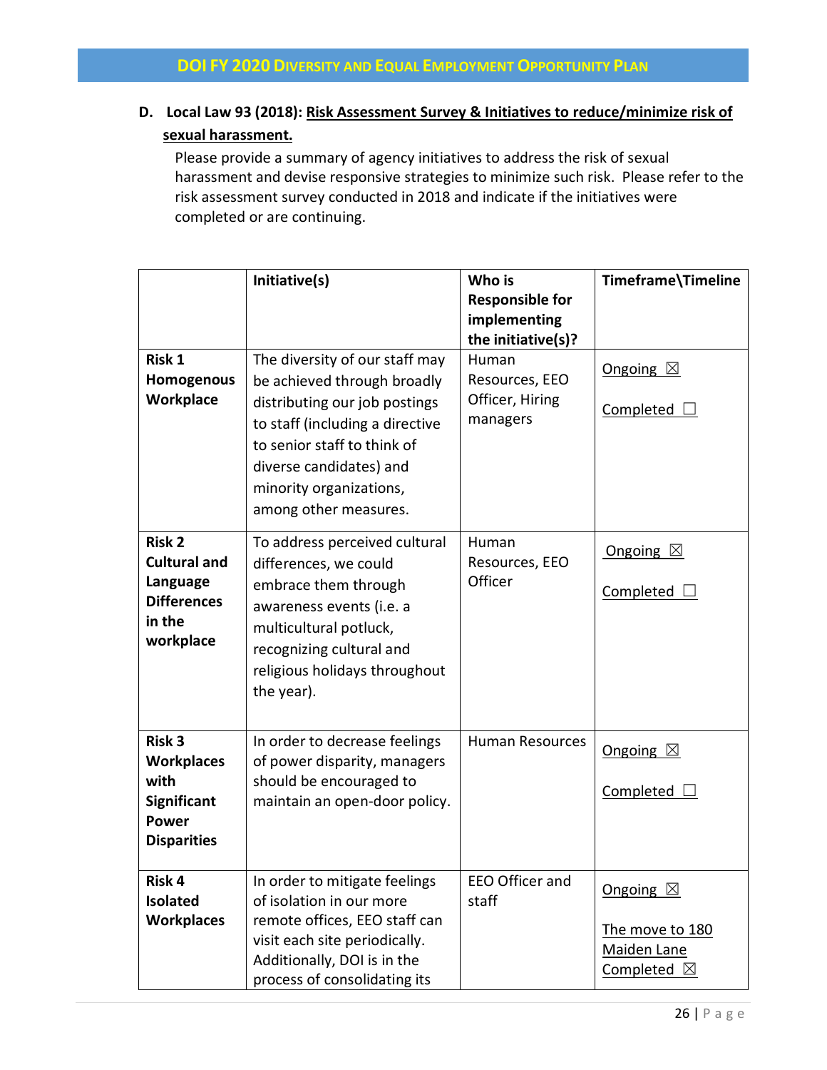**D. Local Law 93 (2018): Risk Assessment Survey & Initiatives to reduce/minimize risk of sexual harassment.**

Please provide a summary of agency initiatives to address the risk of sexual harassment and devise responsive strategies to minimize such risk. Please refer to the risk assessment survey conducted in 2018 and indicate if the initiatives were completed or are continuing.

| | Initiative(s) | Who is Responsible for implementing the initiative(s)? | Timeframe\Timeline |
|---|---|---|---|
| **Risk 1 Homogenous Workplace** | The diversity of our staff may be achieved through broadly distributing our job postings to staff (including a directive to senior staff to think of diverse candidates) and minority organizations, among other measures. | Human Resources, EEO Officer, Hiring managers | Ongoing ☒<br>Completed ☐ |
| **Risk 2 Cultural and Language Differences in the workplace** | To address perceived cultural differences, we could embrace them through awareness events (i.e. a multicultural potluck, recognizing cultural and religious holidays throughout the year). | Human Resources, EEO Officer | Ongoing ☒<br>Completed ☐ |
| **Risk 3 Workplaces with Significant Power Disparities** | In order to decrease feelings of power disparity, managers should be encouraged to maintain an open-door policy. | Human Resources | Ongoing ☒<br>Completed ☐ |
| **Risk 4 Isolated Workplaces** | In order to mitigate feelings of isolation in our more remote offices, EEO staff can visit each site periodically. Additionally, DOI is in the process of consolidating its | EEO Officer and staff | Ongoing ☒<br>The move to 180 Maiden Lane Completed ☒ |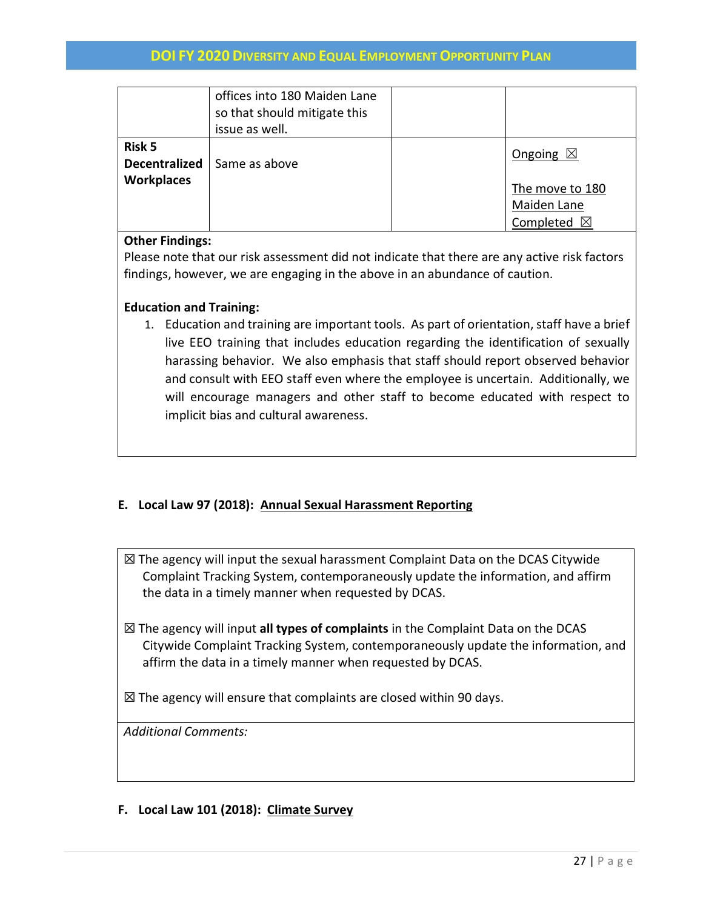| | | | |
|---|---|---|---|
| | offices into 180 Maiden Lane so that should mitigate this issue as well. | | |
| **Risk 5 Decentralized Workplaces** | Same as above | | Ongoing ☒<br><br>The move to 180 Maiden Lane Completed ☒ |

**Other Findings:**
Please note that our risk assessment did not indicate that there are any active risk factors findings, however, we are engaging in the above in an abundance of caution.

**Education and Training:**

1. Education and training are important tools. As part of orientation, staff have a brief live EEO training that includes education regarding the identification of sexually harassing behavior. We also emphasis that staff should report observed behavior and consult with EEO staff even where the employee is uncertain. Additionally, we will encourage managers and other staff to become educated with respect to implicit bias and cultural awareness.

## E. Local Law 97 (2018): Annual Sexual Harassment Reporting

☒ The agency will input the sexual harassment Complaint Data on the DCAS Citywide Complaint Tracking System, contemporaneously update the information, and affirm the data in a timely manner when requested by DCAS.

☒ The agency will input **all types of complaints** in the Complaint Data on the DCAS Citywide Complaint Tracking System, contemporaneously update the information, and affirm the data in a timely manner when requested by DCAS.

☒ The agency will ensure that complaints are closed within 90 days.

*Additional Comments:*

## F. Local Law 101 (2018): Climate Survey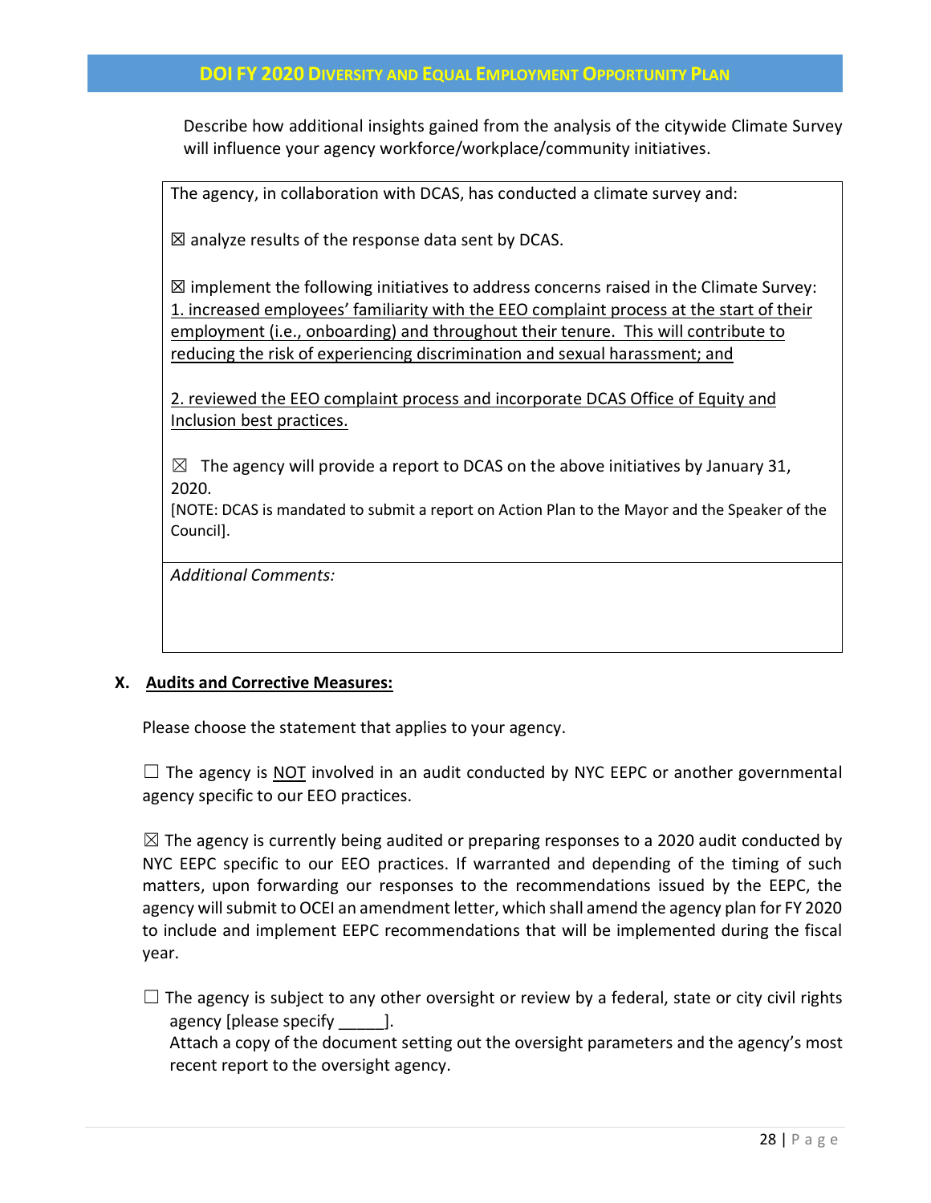Describe how additional insights gained from the analysis of the citywide Climate Survey will influence your agency workforce/workplace/community initiatives.

The agency, in collaboration with DCAS, has conducted a climate survey and:

☒ analyze results of the response data sent by DCAS.

☒ implement the following initiatives to address concerns raised in the Climate Survey: 1. increased employees' familiarity with the EEO complaint process at the start of their employment (i.e., onboarding) and throughout their tenure. This will contribute to reducing the risk of experiencing discrimination and sexual harassment; and

2. reviewed the EEO complaint process and incorporate DCAS Office of Equity and Inclusion best practices.

☒ The agency will provide a report to DCAS on the above initiatives by January 31, 2020.

[NOTE: DCAS is mandated to submit a report on Action Plan to the Mayor and the Speaker of the Council].

*Additional Comments:*

## X. Audits and Corrective Measures:

Please choose the statement that applies to your agency.

☐ The agency is NOT involved in an audit conducted by NYC EEPC or another governmental agency specific to our EEO practices.

☒ The agency is currently being audited or preparing responses to a 2020 audit conducted by NYC EEPC specific to our EEO practices. If warranted and depending of the timing of such matters, upon forwarding our responses to the recommendations issued by the EEPC, the agency will submit to OCEI an amendment letter, which shall amend the agency plan for FY 2020 to include and implement EEPC recommendations that will be implemented during the fiscal year.

☐ The agency is subject to any other oversight or review by a federal, state or city civil rights agency [please specify _____].
Attach a copy of the document setting out the oversight parameters and the agency's most recent report to the oversight agency.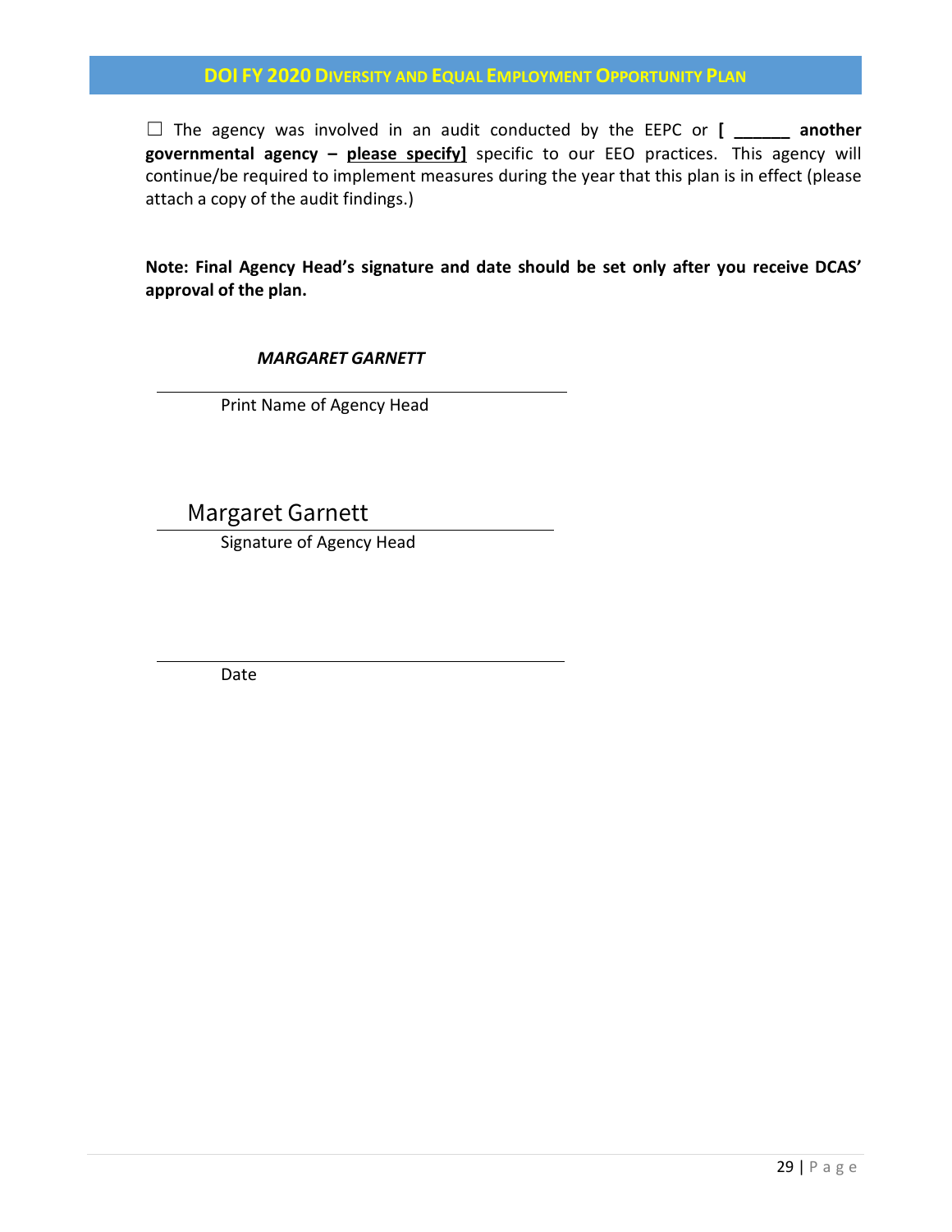☐ The agency was involved in an audit conducted by the EEPC or **[ ______ another governmental agency – please specify]** specific to our EEO practices. This agency will continue/be required to implement measures during the year that this plan is in effect (please attach a copy of the audit findings.)

**Note: Final Agency Head's signature and date should be set only after you receive DCAS' approval of the plan.**

***MARGARET GARNETT***

Print Name of Agency Head

Margaret Garnett

Signature of Agency Head

Date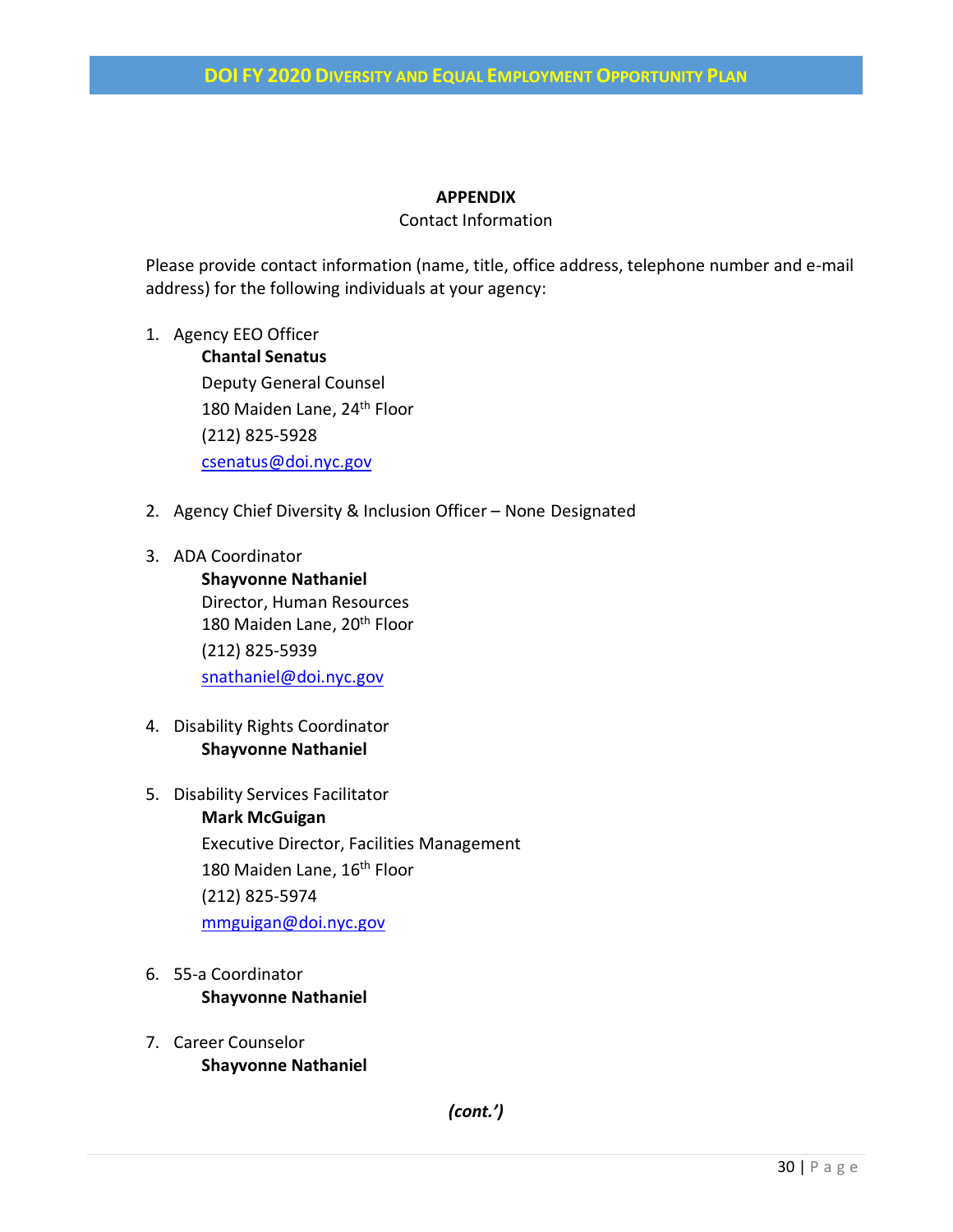## APPENDIX

Contact Information

Please provide contact information (name, title, office address, telephone number and e-mail address) for the following individuals at your agency:

1. Agency EEO Officer
   **Chantal Senatus**
   Deputy General Counsel
   180 Maiden Lane, 24th Floor
   (212) 825-5928
   csenatus@doi.nyc.gov

2. Agency Chief Diversity & Inclusion Officer – None Designated

3. ADA Coordinator
   **Shayvonne Nathaniel**
   Director, Human Resources
   180 Maiden Lane, 20th Floor
   (212) 825-5939
   snathaniel@doi.nyc.gov

4. Disability Rights Coordinator
   **Shayvonne Nathaniel**

5. Disability Services Facilitator
   **Mark McGuigan**
   Executive Director, Facilities Management
   180 Maiden Lane, 16th Floor
   (212) 825-5974
   mmguigan@doi.nyc.gov

6. 55-a Coordinator
   **Shayvonne Nathaniel**

7. Career Counselor
   **Shayvonne Nathaniel**

***(cont.')***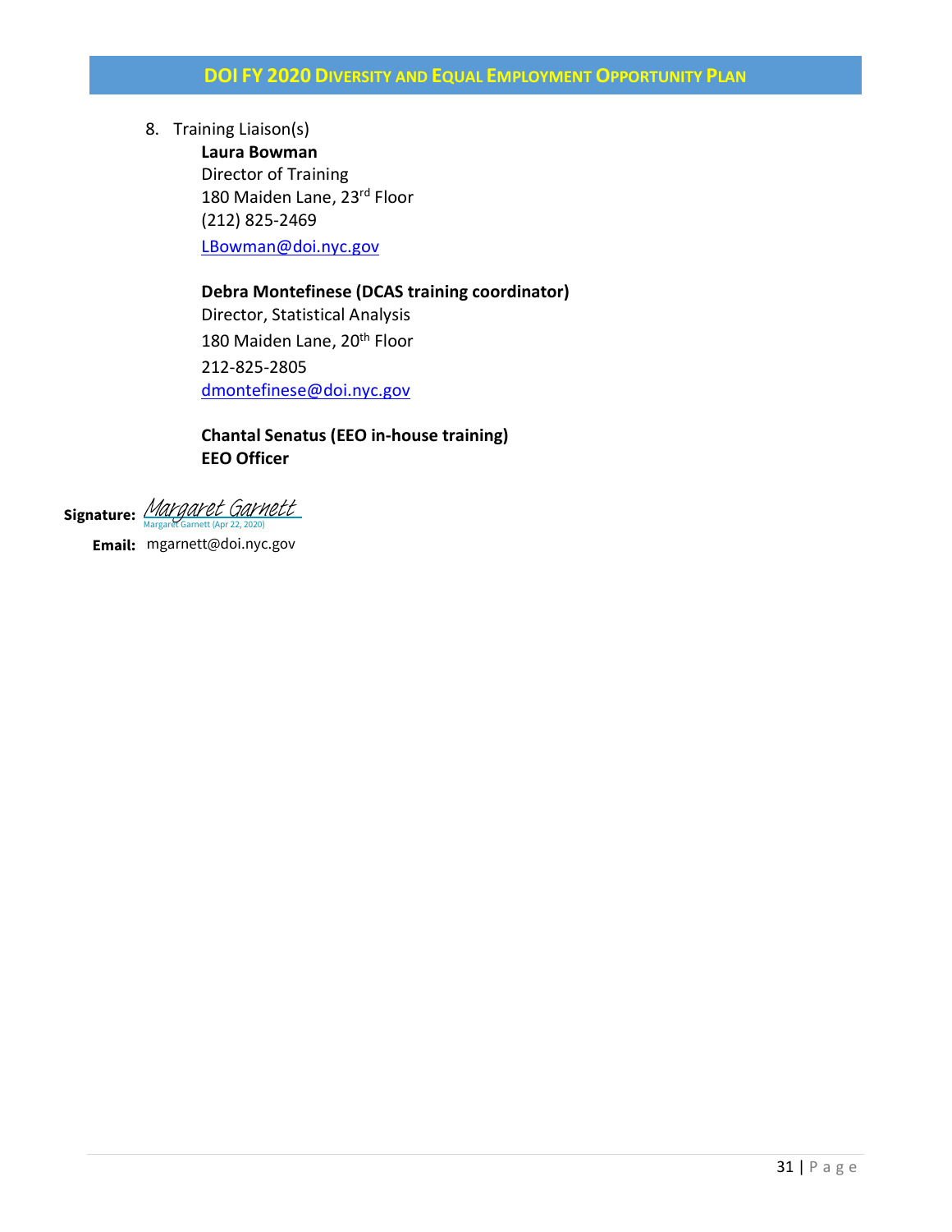8. Training Liaison(s)

   **Laura Bowman**
   Director of Training
   180 Maiden Lane, 23rd Floor
   (212) 825-2469
   LBowman@doi.nyc.gov

   **Debra Montefinese (DCAS training coordinator)**
   Director, Statistical Analysis
   180 Maiden Lane, 20th Floor
   212-825-2805
   dmontefinese@doi.nyc.gov

   **Chantal Senatus (EEO in-house training)**
   **EEO Officer**

**Signature:** Margaret Garnett
Margaret Garnett (Apr 22, 2020)

**Email:** mgarnett@doi.nyc.gov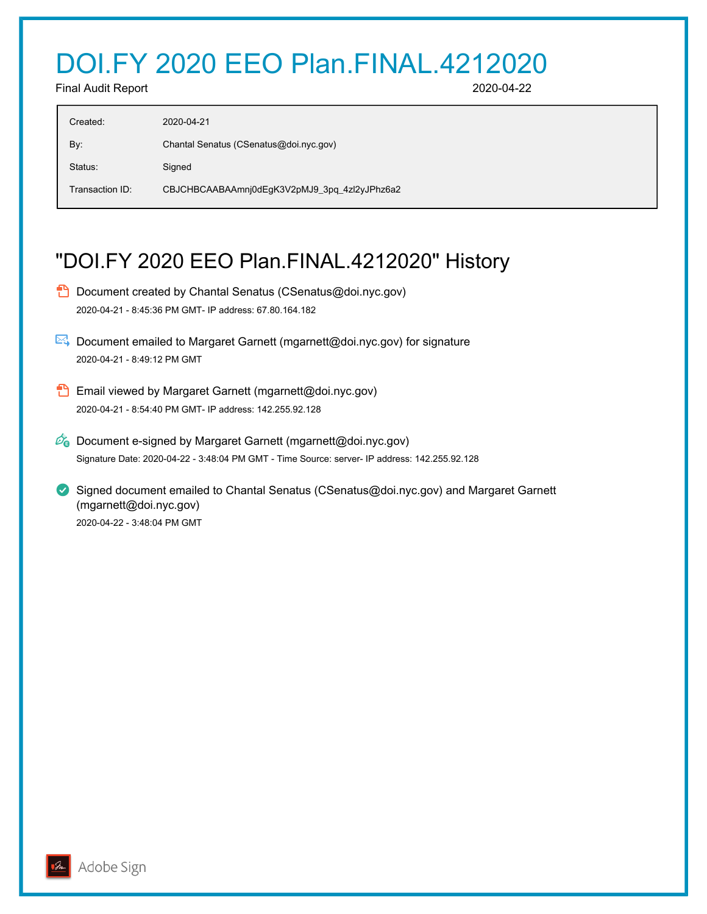# DOI.FY 2020 EEO Plan.FINAL.4212020

Final Audit Report 2020-04-22

| | |
|---|---|
| Created: | 2020-04-21 |
| By: | Chantal Senatus (CSenatus@doi.nyc.gov) |
| Status: | Signed |
| Transaction ID: | CBJCHBCAABAAmnj0dEgK3V2pMJ9_3pq_4zl2yJPhz6a2 |

## "DOI.FY 2020 EEO Plan.FINAL.4212020" History

- Document created by Chantal Senatus (CSenatus@doi.nyc.gov)
  2020-04-21 - 8:45:36 PM GMT- IP address: 67.80.164.182

- Document emailed to Margaret Garnett (mgarnett@doi.nyc.gov) for signature
  2020-04-21 - 8:49:12 PM GMT

- Email viewed by Margaret Garnett (mgarnett@doi.nyc.gov)
  2020-04-21 - 8:54:40 PM GMT- IP address: 142.255.92.128

- Document e-signed by Margaret Garnett (mgarnett@doi.nyc.gov)
  Signature Date: 2020-04-22 - 3:48:04 PM GMT - Time Source: server- IP address: 142.255.92.128

- Signed document emailed to Chantal Senatus (CSenatus@doi.nyc.gov) and Margaret Garnett (mgarnett@doi.nyc.gov)
  2020-04-22 - 3:48:04 PM GMT

Adobe Sign